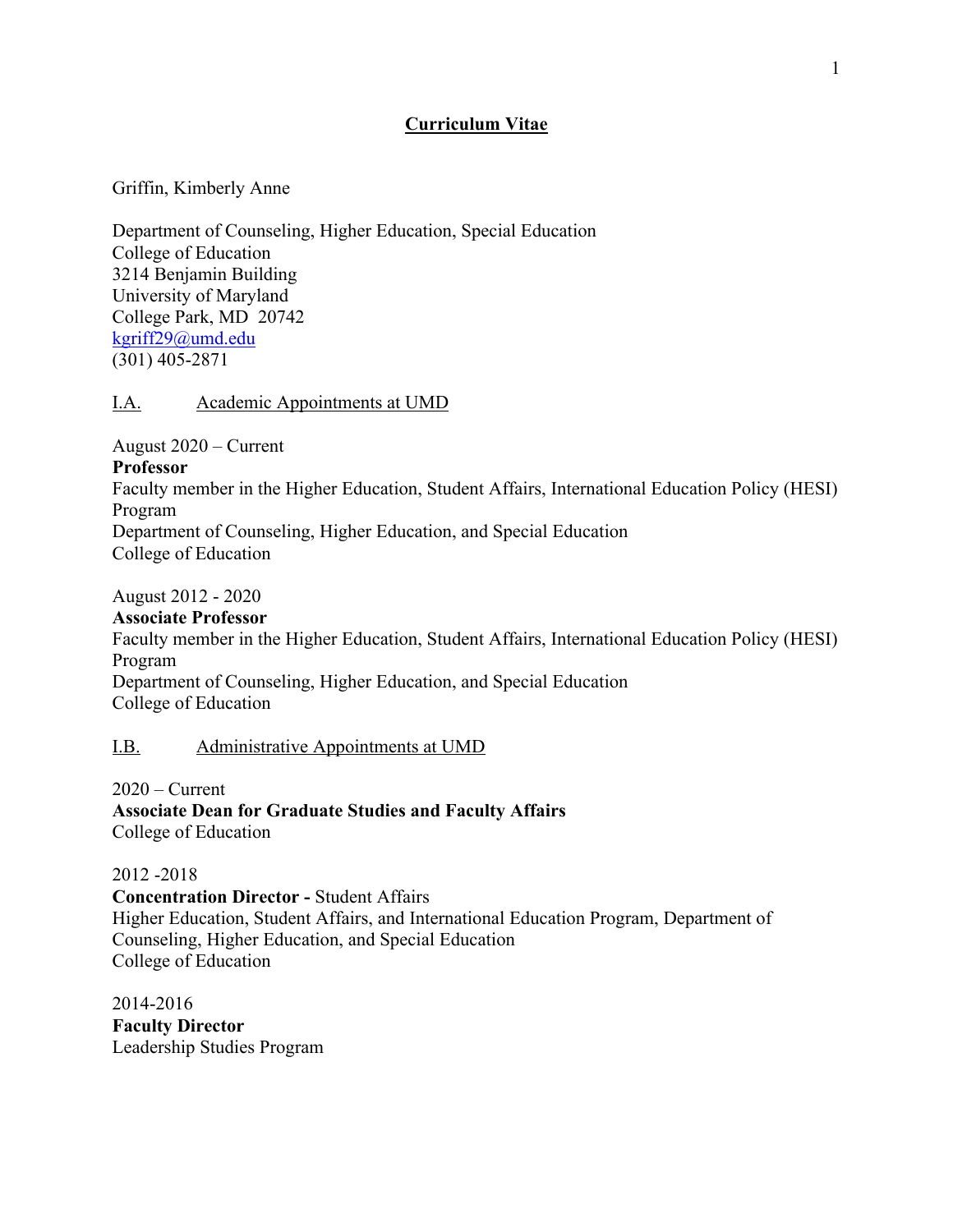# Curriculum Vitae

Griffin, Kimberly Anne

Department of Counseling, Higher Education, Special Education
College of Education
3214 Benjamin Building
University of Maryland
College Park, MD 20742
kgriff29@umd.edu
(301) 405-2871

## I.A. Academic Appointments at UMD

August 2020 – Current
**Professor**
Faculty member in the Higher Education, Student Affairs, International Education Policy (HESI) Program
Department of Counseling, Higher Education, and Special Education
College of Education

August 2012 - 2020
**Associate Professor**
Faculty member in the Higher Education, Student Affairs, International Education Policy (HESI) Program
Department of Counseling, Higher Education, and Special Education
College of Education

## I.B. Administrative Appointments at UMD

2020 – Current
**Associate Dean for Graduate Studies and Faculty Affairs**
College of Education

2012 -2018
**Concentration Director -** Student Affairs
Higher Education, Student Affairs, and International Education Program, Department of Counseling, Higher Education, and Special Education
College of Education

2014-2016
**Faculty Director**
Leadership Studies Program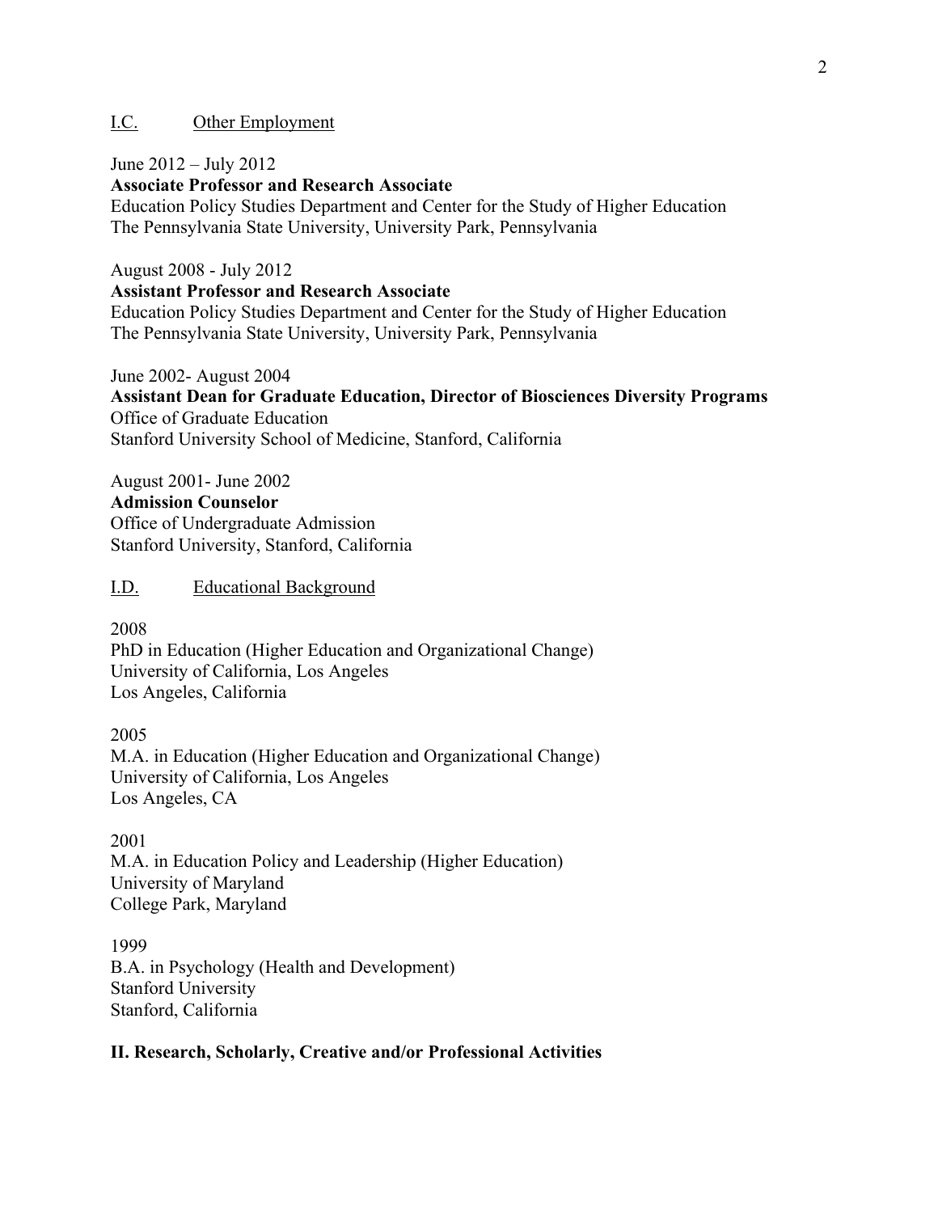## I.C. Other Employment

June 2012 – July 2012
**Associate Professor and Research Associate**
Education Policy Studies Department and Center for the Study of Higher Education
The Pennsylvania State University, University Park, Pennsylvania

August 2008 - July 2012
**Assistant Professor and Research Associate**
Education Policy Studies Department and Center for the Study of Higher Education
The Pennsylvania State University, University Park, Pennsylvania

June 2002- August 2004
**Assistant Dean for Graduate Education, Director of Biosciences Diversity Programs**
Office of Graduate Education
Stanford University School of Medicine, Stanford, California

August 2001- June 2002
**Admission Counselor**
Office of Undergraduate Admission
Stanford University, Stanford, California

## I.D. Educational Background

2008
PhD in Education (Higher Education and Organizational Change)
University of California, Los Angeles
Los Angeles, California

2005
M.A. in Education (Higher Education and Organizational Change)
University of California, Los Angeles
Los Angeles, CA

2001
M.A. in Education Policy and Leadership (Higher Education)
University of Maryland
College Park, Maryland

1999
B.A. in Psychology (Health and Development)
Stanford University
Stanford, California

# II. Research, Scholarly, Creative and/or Professional Activities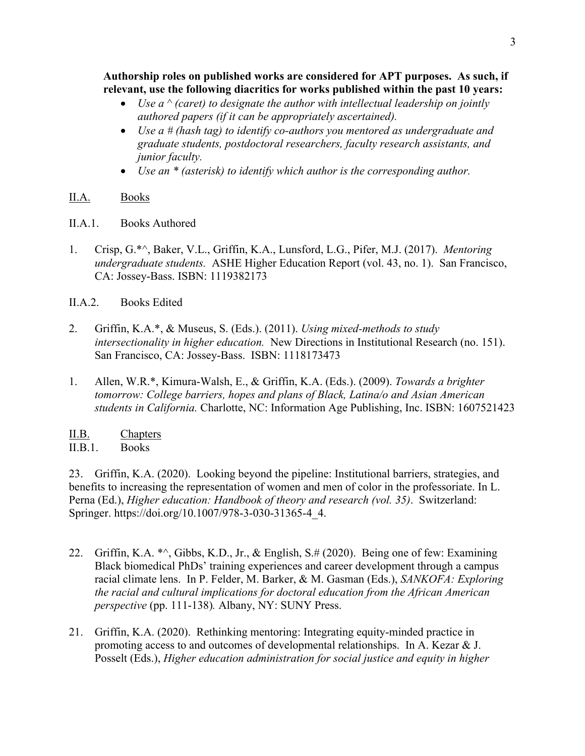**Authorship roles on published works are considered for APT purposes. As such, if relevant, use the following diacritics for works published within the past 10 years:**

- *Use a ^ (caret) to designate the author with intellectual leadership on jointly authored papers (if it can be appropriately ascertained).*
- *Use a # (hash tag) to identify co-authors you mentored as undergraduate and graduate students, postdoctoral researchers, faculty research assistants, and junior faculty.*
- *Use an * (asterisk) to identify which author is the corresponding author.*

## II.A. Books

### II.A.1. Books Authored

1. Crisp, G.*^, Baker, V.L., Griffin, K.A., Lunsford, L.G., Pifer, M.J. (2017). *Mentoring undergraduate students.* ASHE Higher Education Report (vol. 43, no. 1). San Francisco, CA: Jossey-Bass. ISBN: 1119382173

### II.A.2. Books Edited

2. Griffin, K.A.*, & Museus, S. (Eds.). (2011). *Using mixed-methods to study intersectionality in higher education.* New Directions in Institutional Research (no. 151). San Francisco, CA: Jossey-Bass. ISBN: 1118173473

1. Allen, W.R.*, Kimura-Walsh, E., & Griffin, K.A. (Eds.). (2009). *Towards a brighter tomorrow: College barriers, hopes and plans of Black, Latina/o and Asian American students in California.* Charlotte, NC: Information Age Publishing, Inc. ISBN: 1607521423

## II.B. Chapters

### II.B.1. Books

23. Griffin, K.A. (2020). Looking beyond the pipeline: Institutional barriers, strategies, and benefits to increasing the representation of women and men of color in the professoriate. In L. Perna (Ed.), *Higher education: Handbook of theory and research (vol. 35)*. Switzerland: Springer. https://doi.org/10.1007/978-3-030-31365-4_4.

22. Griffin, K.A. *^, Gibbs, K.D., Jr., & English, S.# (2020). Being one of few: Examining Black biomedical PhDs' training experiences and career development through a campus racial climate lens. In P. Felder, M. Barker, & M. Gasman (Eds.), *SANKOFA: Exploring the racial and cultural implications for doctoral education from the African American perspective* (pp. 111-138)*.* Albany, NY: SUNY Press.

21. Griffin, K.A. (2020). Rethinking mentoring: Integrating equity-minded practice in promoting access to and outcomes of developmental relationships. In A. Kezar & J. Posselt (Eds.), *Higher education administration for social justice and equity in higher*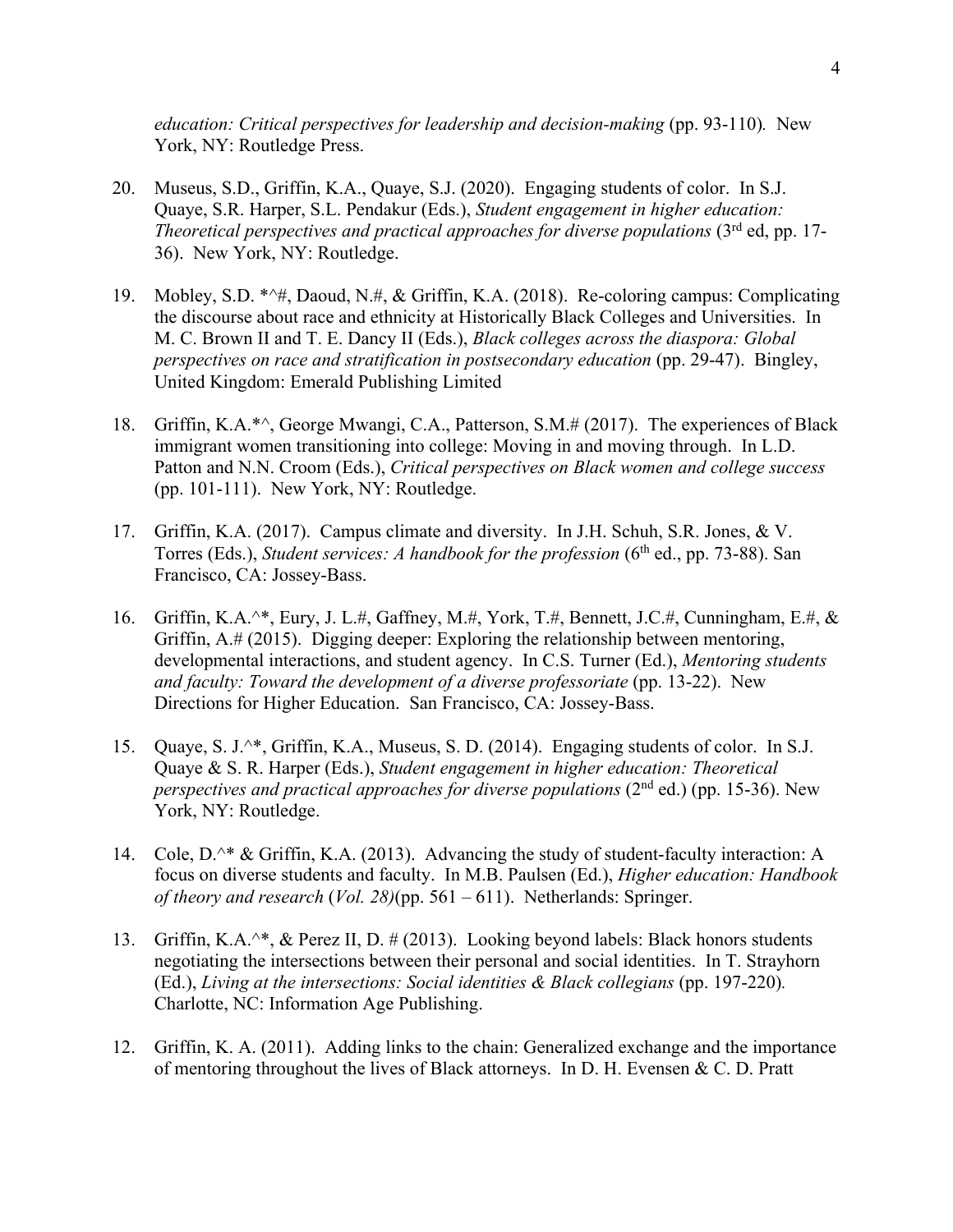*education: Critical perspectives for leadership and decision-making* (pp. 93-110). New York, NY: Routledge Press.

20. Museus, S.D., Griffin, K.A., Quaye, S.J. (2020). Engaging students of color. In S.J. Quaye, S.R. Harper, S.L. Pendakur (Eds.), *Student engagement in higher education: Theoretical perspectives and practical approaches for diverse populations* (3rd ed, pp. 17-36). New York, NY: Routledge.

19. Mobley, S.D. *^#, Daoud, N.#, & Griffin, K.A. (2018). Re-coloring campus: Complicating the discourse about race and ethnicity at Historically Black Colleges and Universities. In M. C. Brown II and T. E. Dancy II (Eds.), *Black colleges across the diaspora: Global perspectives on race and stratification in postsecondary education* (pp. 29-47). Bingley, United Kingdom: Emerald Publishing Limited

18. Griffin, K.A.*^, George Mwangi, C.A., Patterson, S.M.# (2017). The experiences of Black immigrant women transitioning into college: Moving in and moving through. In L.D. Patton and N.N. Croom (Eds.), *Critical perspectives on Black women and college success* (pp. 101-111). New York, NY: Routledge.

17. Griffin, K.A. (2017). Campus climate and diversity. In J.H. Schuh, S.R. Jones, & V. Torres (Eds.), *Student services: A handbook for the profession* (6th ed., pp. 73-88). San Francisco, CA: Jossey-Bass.

16. Griffin, K.A.^*, Eury, J. L.#, Gaffney, M.#, York, T.#, Bennett, J.C.#, Cunningham, E.#, & Griffin, A.# (2015). Digging deeper: Exploring the relationship between mentoring, developmental interactions, and student agency. In C.S. Turner (Ed.), *Mentoring students and faculty: Toward the development of a diverse professoriate* (pp. 13-22). New Directions for Higher Education. San Francisco, CA: Jossey-Bass.

15. Quaye, S. J.^*, Griffin, K.A., Museus, S. D. (2014). Engaging students of color. In S.J. Quaye & S. R. Harper (Eds.), *Student engagement in higher education: Theoretical perspectives and practical approaches for diverse populations* (2nd ed.) (pp. 15-36). New York, NY: Routledge.

14. Cole, D.^* & Griffin, K.A. (2013). Advancing the study of student-faculty interaction: A focus on diverse students and faculty. In M.B. Paulsen (Ed.), *Higher education: Handbook of theory and research* (*Vol. 28)*(pp. 561 – 611). Netherlands: Springer.

13. Griffin, K.A.^*, & Perez II, D. # (2013). Looking beyond labels: Black honors students negotiating the intersections between their personal and social identities. In T. Strayhorn (Ed.), *Living at the intersections: Social identities & Black collegians* (pp. 197-220). Charlotte, NC: Information Age Publishing.

12. Griffin, K. A. (2011). Adding links to the chain: Generalized exchange and the importance of mentoring throughout the lives of Black attorneys. In D. H. Evensen & C. D. Pratt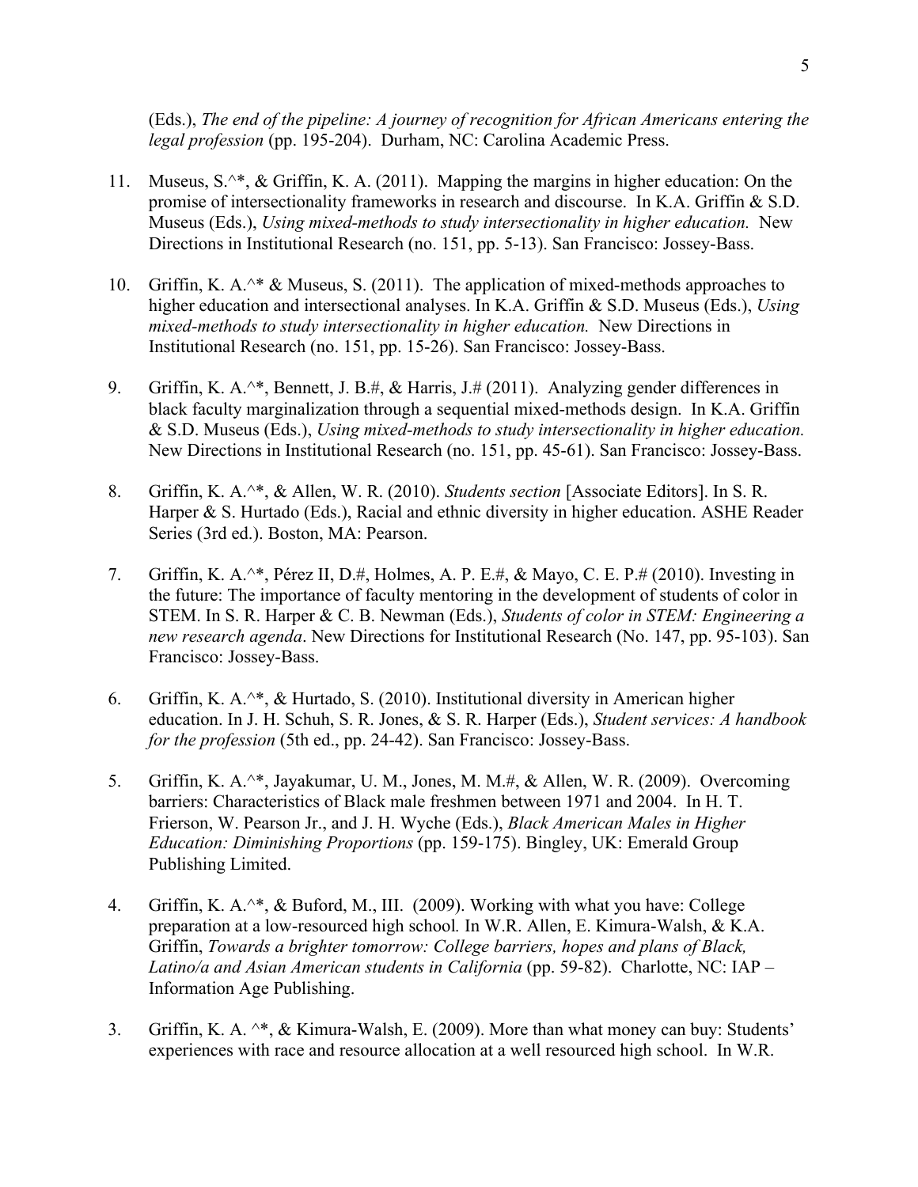(Eds.), *The end of the pipeline: A journey of recognition for African Americans entering the legal profession* (pp. 195-204). Durham, NC: Carolina Academic Press.

11. Museus, S.^*, & Griffin, K. A. (2011). Mapping the margins in higher education: On the promise of intersectionality frameworks in research and discourse. In K.A. Griffin & S.D. Museus (Eds.), *Using mixed-methods to study intersectionality in higher education.* New Directions in Institutional Research (no. 151, pp. 5-13). San Francisco: Jossey-Bass.

10. Griffin, K. A.^* & Museus, S. (2011). The application of mixed-methods approaches to higher education and intersectional analyses. In K.A. Griffin & S.D. Museus (Eds.), *Using mixed-methods to study intersectionality in higher education.* New Directions in Institutional Research (no. 151, pp. 15-26). San Francisco: Jossey-Bass.

9. Griffin, K. A.^*, Bennett, J. B.#, & Harris, J.# (2011). Analyzing gender differences in black faculty marginalization through a sequential mixed-methods design. In K.A. Griffin & S.D. Museus (Eds.), *Using mixed-methods to study intersectionality in higher education.* New Directions in Institutional Research (no. 151, pp. 45-61). San Francisco: Jossey-Bass.

8. Griffin, K. A.^*, & Allen, W. R. (2010). *Students section* [Associate Editors]. In S. R. Harper & S. Hurtado (Eds.), Racial and ethnic diversity in higher education. ASHE Reader Series (3rd ed.). Boston, MA: Pearson.

7. Griffin, K. A.^*, Pérez II, D.#, Holmes, A. P. E.#, & Mayo, C. E. P.# (2010). Investing in the future: The importance of faculty mentoring in the development of students of color in STEM. In S. R. Harper & C. B. Newman (Eds.), *Students of color in STEM: Engineering a new research agenda*. New Directions for Institutional Research (No. 147, pp. 95-103). San Francisco: Jossey-Bass.

6. Griffin, K. A.^*, & Hurtado, S. (2010). Institutional diversity in American higher education. In J. H. Schuh, S. R. Jones, & S. R. Harper (Eds.), *Student services: A handbook for the profession* (5th ed., pp. 24-42). San Francisco: Jossey-Bass.

5. Griffin, K. A.^*, Jayakumar, U. M., Jones, M. M.#, & Allen, W. R. (2009). Overcoming barriers: Characteristics of Black male freshmen between 1971 and 2004. In H. T. Frierson, W. Pearson Jr., and J. H. Wyche (Eds.), *Black American Males in Higher Education: Diminishing Proportions* (pp. 159-175). Bingley, UK: Emerald Group Publishing Limited.

4. Griffin, K. A.^*, & Buford, M., III. (2009). Working with what you have: College preparation at a low-resourced high school. In W.R. Allen, E. Kimura-Walsh, & K.A. Griffin, *Towards a brighter tomorrow: College barriers, hopes and plans of Black, Latino/a and Asian American students in California* (pp. 59-82). Charlotte, NC: IAP – Information Age Publishing.

3. Griffin, K. A. ^*, & Kimura-Walsh, E. (2009). More than what money can buy: Students' experiences with race and resource allocation at a well resourced high school. In W.R.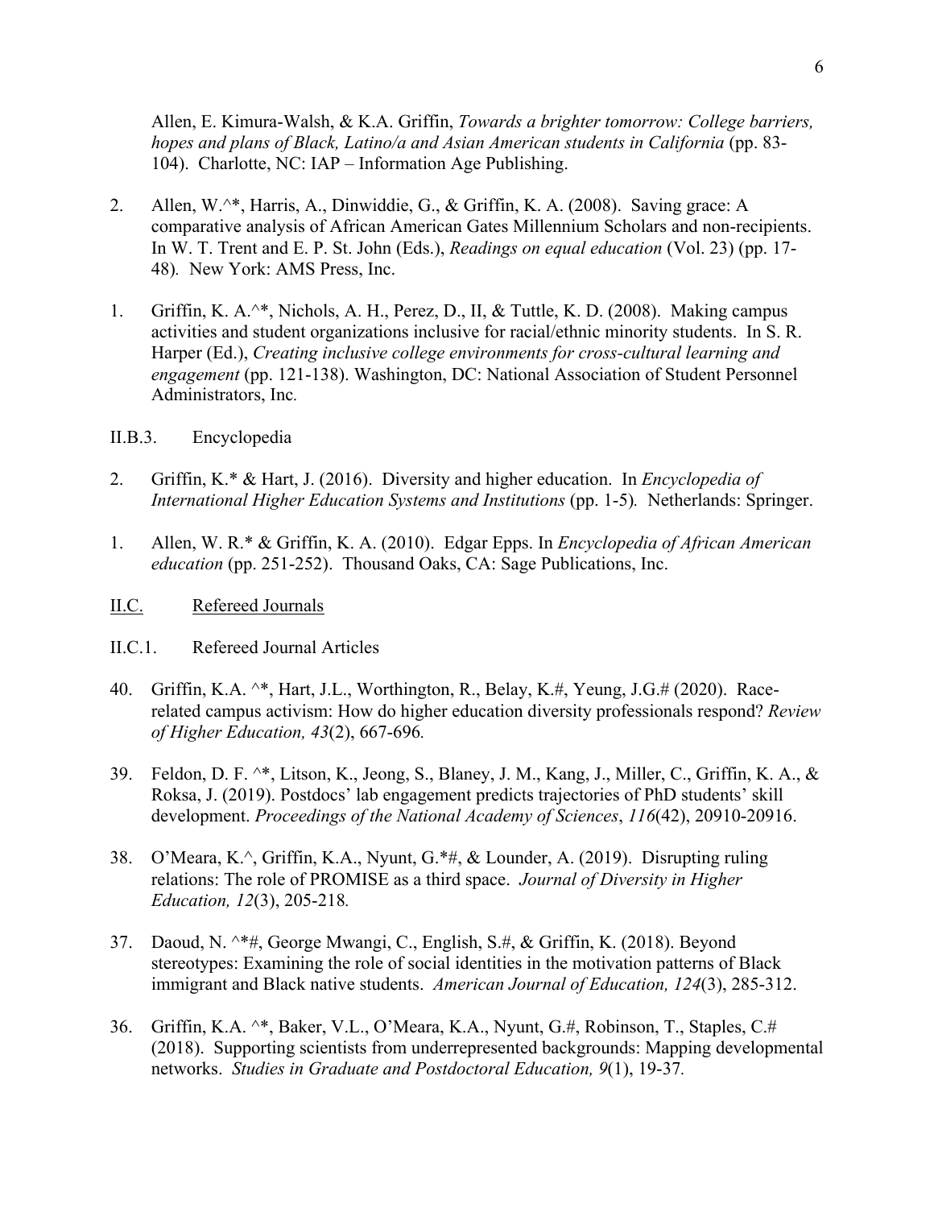Allen, E. Kimura-Walsh, & K.A. Griffin, *Towards a brighter tomorrow: College barriers, hopes and plans of Black, Latino/a and Asian American students in California* (pp. 83-104). Charlotte, NC: IAP – Information Age Publishing.

2. Allen, W.^*, Harris, A., Dinwiddie, G., & Griffin, K. A. (2008). Saving grace: A comparative analysis of African American Gates Millennium Scholars and non-recipients. In W. T. Trent and E. P. St. John (Eds.), *Readings on equal education* (Vol. 23) (pp. 17-48). New York: AMS Press, Inc.

1. Griffin, K. A.^*, Nichols, A. H., Perez, D., II, & Tuttle, K. D. (2008). Making campus activities and student organizations inclusive for racial/ethnic minority students. In S. R. Harper (Ed.), *Creating inclusive college environments for cross-cultural learning and engagement* (pp. 121-138). Washington, DC: National Association of Student Personnel Administrators, Inc.

II.B.3. Encyclopedia

2. Griffin, K.* & Hart, J. (2016). Diversity and higher education. In *Encyclopedia of International Higher Education Systems and Institutions* (pp. 1-5). Netherlands: Springer.

1. Allen, W. R.* & Griffin, K. A. (2010). Edgar Epps. In *Encyclopedia of African American education* (pp. 251-252). Thousand Oaks, CA: Sage Publications, Inc.

II.C. <u>Refereed Journals</u>

II.C.1. Refereed Journal Articles

40. Griffin, K.A. ^*, Hart, J.L., Worthington, R., Belay, K.#, Yeung, J.G.# (2020). Race-related campus activism: How do higher education diversity professionals respond? *Review of Higher Education, 43*(2), 667-696.

39. Feldon, D. F. ^*, Litson, K., Jeong, S., Blaney, J. M., Kang, J., Miller, C., Griffin, K. A., & Roksa, J. (2019). Postdocs' lab engagement predicts trajectories of PhD students' skill development. *Proceedings of the National Academy of Sciences*, *116*(42), 20910-20916.

38. O'Meara, K.^, Griffin, K.A., Nyunt, G.*#, & Lounder, A. (2019). Disrupting ruling relations: The role of PROMISE as a third space. *Journal of Diversity in Higher Education, 12*(3), 205-218.

37. Daoud, N. ^*#, George Mwangi, C., English, S.#, & Griffin, K. (2018). Beyond stereotypes: Examining the role of social identities in the motivation patterns of Black immigrant and Black native students. *American Journal of Education, 124*(3), 285-312.

36. Griffin, K.A. ^*, Baker, V.L., O'Meara, K.A., Nyunt, G.#, Robinson, T., Staples, C.# (2018). Supporting scientists from underrepresented backgrounds: Mapping developmental networks. *Studies in Graduate and Postdoctoral Education, 9*(1), 19-37.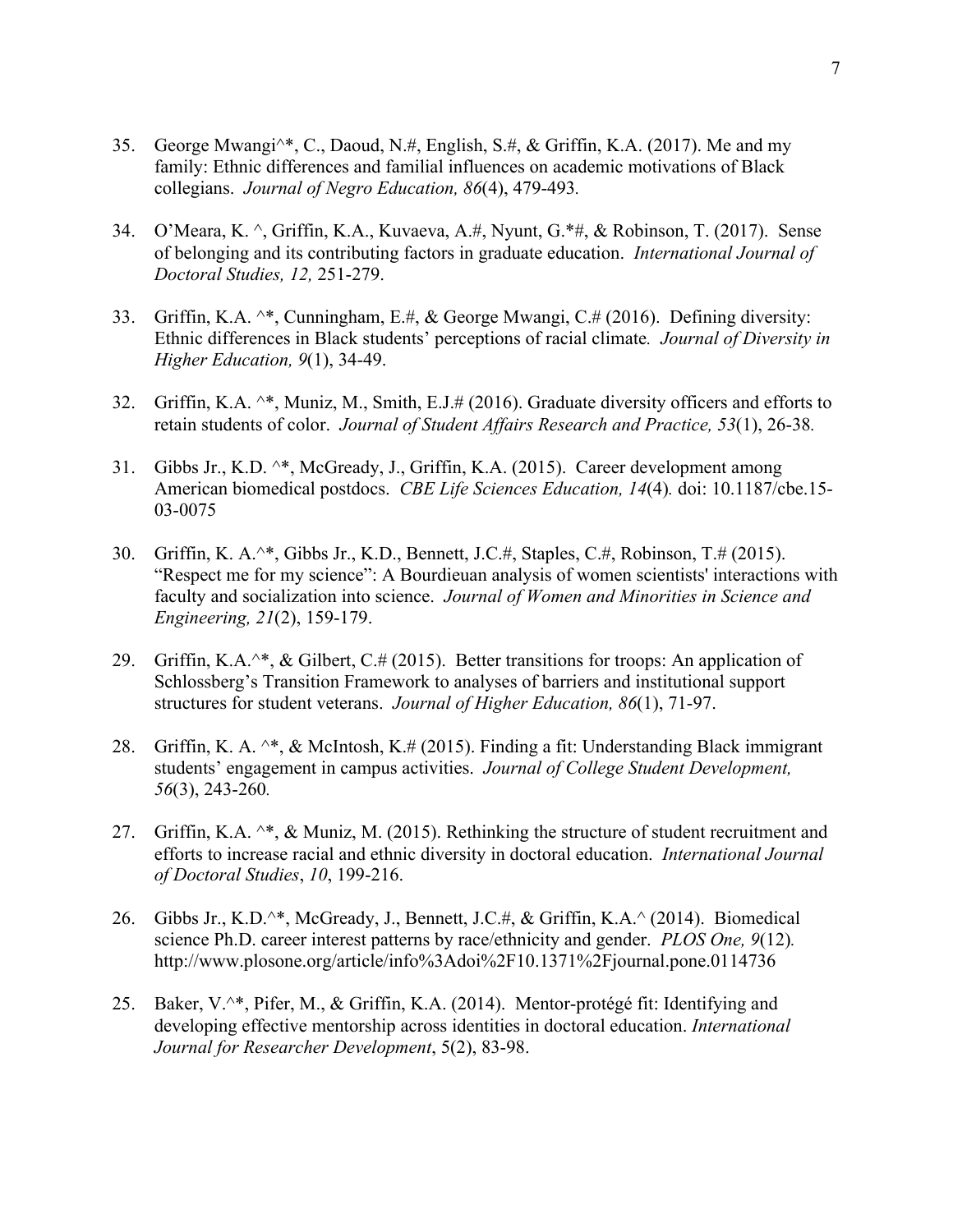35. George Mwangi^*, C., Daoud, N.#, English, S.#, & Griffin, K.A. (2017). Me and my family: Ethnic differences and familial influences on academic motivations of Black collegians. *Journal of Negro Education, 86*(4), 479-493.

34. O'Meara, K. ^, Griffin, K.A., Kuvaeva, A.#, Nyunt, G.*#, & Robinson, T. (2017). Sense of belonging and its contributing factors in graduate education. *International Journal of Doctoral Studies, 12,* 251-279.

33. Griffin, K.A. ^*, Cunningham, E.#, & George Mwangi, C.# (2016). Defining diversity: Ethnic differences in Black students' perceptions of racial climate. *Journal of Diversity in Higher Education, 9*(1), 34-49.

32. Griffin, K.A. ^*, Muniz, M., Smith, E.J.# (2016). Graduate diversity officers and efforts to retain students of color. *Journal of Student Affairs Research and Practice, 53*(1), 26-38.

31. Gibbs Jr., K.D. ^*, McGready, J., Griffin, K.A. (2015). Career development among American biomedical postdocs. *CBE Life Sciences Education, 14*(4). doi: 10.1187/cbe.15-03-0075

30. Griffin, K. A.^*, Gibbs Jr., K.D., Bennett, J.C.#, Staples, C.#, Robinson, T.# (2015). "Respect me for my science": A Bourdieuan analysis of women scientists' interactions with faculty and socialization into science. *Journal of Women and Minorities in Science and Engineering, 21*(2), 159-179.

29. Griffin, K.A.^*, & Gilbert, C.# (2015). Better transitions for troops: An application of Schlossberg's Transition Framework to analyses of barriers and institutional support structures for student veterans. *Journal of Higher Education, 86*(1), 71-97.

28. Griffin, K. A. ^*, & McIntosh, K.# (2015). Finding a fit: Understanding Black immigrant students' engagement in campus activities. *Journal of College Student Development, 56*(3), 243-260.

27. Griffin, K.A. ^*, & Muniz, M. (2015). Rethinking the structure of student recruitment and efforts to increase racial and ethnic diversity in doctoral education. *International Journal of Doctoral Studies*, *10*, 199-216.

26. Gibbs Jr., K.D.^*, McGready, J., Bennett, J.C.#, & Griffin, K.A.^ (2014). Biomedical science Ph.D. career interest patterns by race/ethnicity and gender. *PLOS One, 9*(12). http://www.plosone.org/article/info%3Adoi%2F10.1371%2Fjournal.pone.0114736

25. Baker, V.^*, Pifer, M., & Griffin, K.A. (2014). Mentor-protégé fit: Identifying and developing effective mentorship across identities in doctoral education. *International Journal for Researcher Development*, 5(2), 83-98.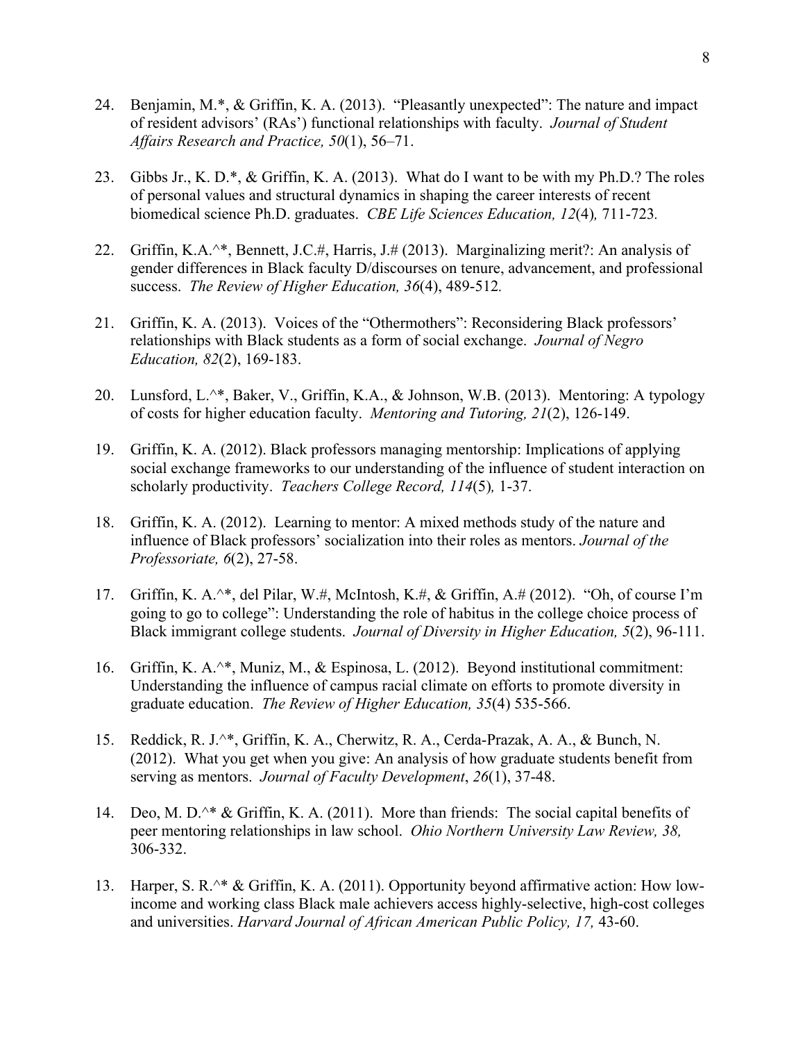24. Benjamin, M.*, & Griffin, K. A. (2013). "Pleasantly unexpected": The nature and impact of resident advisors' (RAs') functional relationships with faculty. *Journal of Student Affairs Research and Practice, 50*(1), 56–71.

23. Gibbs Jr., K. D.*, & Griffin, K. A. (2013). What do I want to be with my Ph.D.? The roles of personal values and structural dynamics in shaping the career interests of recent biomedical science Ph.D. graduates. *CBE Life Sciences Education, 12*(4)*,* 711-723*.*

22. Griffin, K.A.^*, Bennett, J.C.#, Harris, J.# (2013). Marginalizing merit?: An analysis of gender differences in Black faculty D/discourses on tenure, advancement, and professional success. *The Review of Higher Education, 36*(4), 489-512*.*

21. Griffin, K. A. (2013). Voices of the "Othermothers": Reconsidering Black professors' relationships with Black students as a form of social exchange. *Journal of Negro Education, 82*(2), 169-183.

20. Lunsford, L.^*, Baker, V., Griffin, K.A., & Johnson, W.B. (2013). Mentoring: A typology of costs for higher education faculty. *Mentoring and Tutoring, 21*(2), 126-149.

19. Griffin, K. A. (2012). Black professors managing mentorship: Implications of applying social exchange frameworks to our understanding of the influence of student interaction on scholarly productivity. *Teachers College Record, 114*(5)*,* 1-37.

18. Griffin, K. A. (2012). Learning to mentor: A mixed methods study of the nature and influence of Black professors' socialization into their roles as mentors. *Journal of the Professoriate, 6*(2), 27-58.

17. Griffin, K. A.^*, del Pilar, W.#, McIntosh, K.#, & Griffin, A.# (2012). "Oh, of course I'm going to go to college": Understanding the role of habitus in the college choice process of Black immigrant college students. *Journal of Diversity in Higher Education, 5*(2), 96-111.

16. Griffin, K. A.^*, Muniz, M., & Espinosa, L. (2012). Beyond institutional commitment: Understanding the influence of campus racial climate on efforts to promote diversity in graduate education. *The Review of Higher Education, 35*(4) 535-566.

15. Reddick, R. J.^*, Griffin, K. A., Cherwitz, R. A., Cerda-Prazak, A. A., & Bunch, N. (2012). What you get when you give: An analysis of how graduate students benefit from serving as mentors. *Journal of Faculty Development*, *26*(1), 37-48.

14. Deo, M. D.^* & Griffin, K. A. (2011). More than friends: The social capital benefits of peer mentoring relationships in law school. *Ohio Northern University Law Review, 38,* 306-332.

13. Harper, S. R.^* & Griffin, K. A. (2011). Opportunity beyond affirmative action: How low-income and working class Black male achievers access highly-selective, high-cost colleges and universities. *Harvard Journal of African American Public Policy, 17,* 43-60.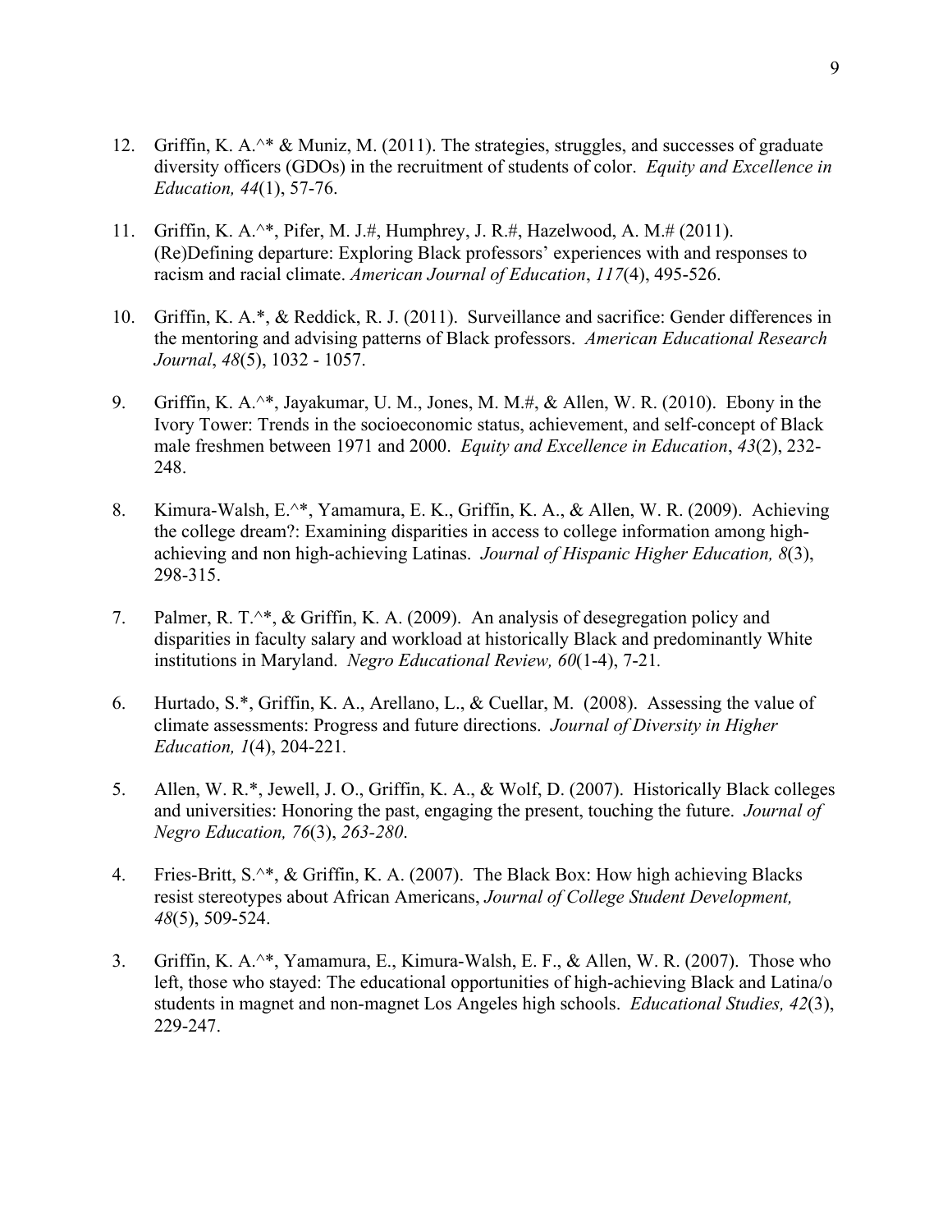12. Griffin, K. A.^* & Muniz, M. (2011). The strategies, struggles, and successes of graduate diversity officers (GDOs) in the recruitment of students of color. *Equity and Excellence in Education, 44*(1), 57-76.

11. Griffin, K. A.^*, Pifer, M. J.#, Humphrey, J. R.#, Hazelwood, A. M.# (2011). (Re)Defining departure: Exploring Black professors' experiences with and responses to racism and racial climate. *American Journal of Education*, *117*(4), 495-526.

10. Griffin, K. A.*, & Reddick, R. J. (2011). Surveillance and sacrifice: Gender differences in the mentoring and advising patterns of Black professors. *American Educational Research Journal*, *48*(5), 1032 - 1057.

9. Griffin, K. A.^*, Jayakumar, U. M., Jones, M. M.#, & Allen, W. R. (2010). Ebony in the Ivory Tower: Trends in the socioeconomic status, achievement, and self-concept of Black male freshmen between 1971 and 2000. *Equity and Excellence in Education*, *43*(2), 232-248.

8. Kimura-Walsh, E.^*, Yamamura, E. K., Griffin, K. A., & Allen, W. R. (2009). Achieving the college dream?: Examining disparities in access to college information among high-achieving and non high-achieving Latinas. *Journal of Hispanic Higher Education, 8*(3), 298-315.

7. Palmer, R. T.^*, & Griffin, K. A. (2009). An analysis of desegregation policy and disparities in faculty salary and workload at historically Black and predominantly White institutions in Maryland. *Negro Educational Review, 60*(1-4), 7-21.

6. Hurtado, S.*, Griffin, K. A., Arellano, L., & Cuellar, M. (2008). Assessing the value of climate assessments: Progress and future directions. *Journal of Diversity in Higher Education, 1*(4), 204-221.

5. Allen, W. R.*, Jewell, J. O., Griffin, K. A., & Wolf, D. (2007). Historically Black colleges and universities: Honoring the past, engaging the present, touching the future. *Journal of Negro Education, 76*(3), *263-280*.

4. Fries-Britt, S.^*, & Griffin, K. A. (2007). The Black Box: How high achieving Blacks resist stereotypes about African Americans, *Journal of College Student Development, 48*(5), 509-524.

3. Griffin, K. A.^*, Yamamura, E., Kimura-Walsh, E. F., & Allen, W. R. (2007). Those who left, those who stayed: The educational opportunities of high-achieving Black and Latina/o students in magnet and non-magnet Los Angeles high schools. *Educational Studies, 42*(3), 229-247.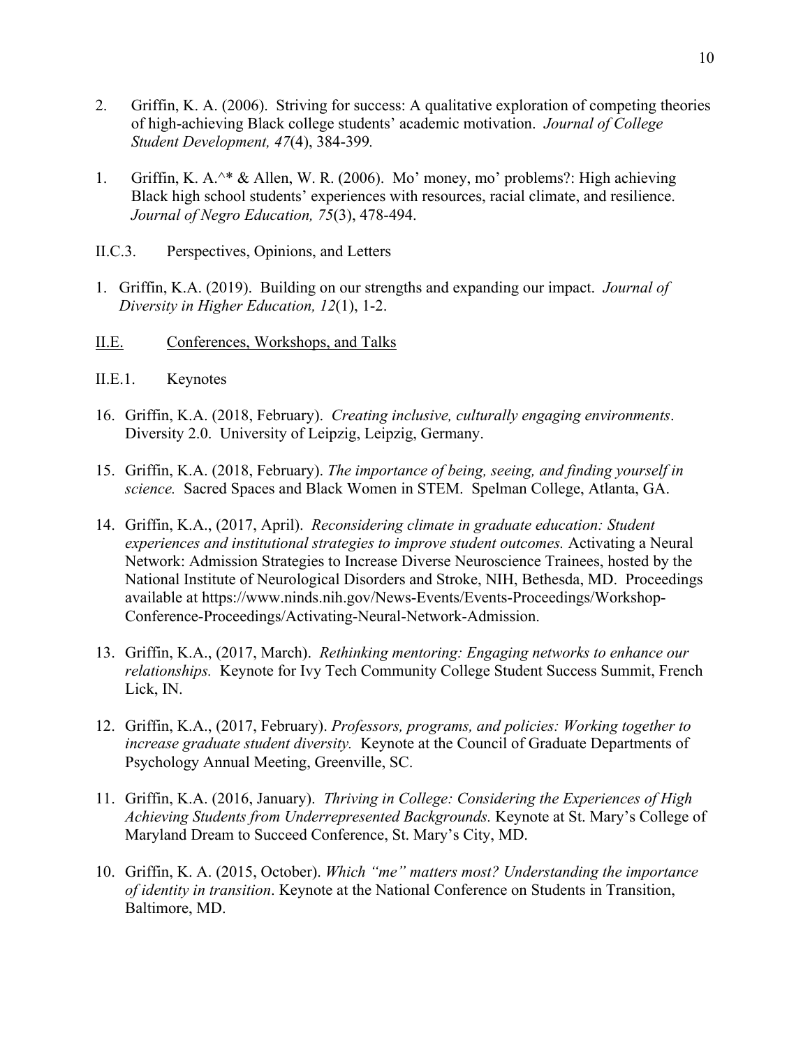2. Griffin, K. A. (2006). Striving for success: A qualitative exploration of competing theories of high-achieving Black college students' academic motivation. *Journal of College Student Development, 47*(4), 384-399.

1. Griffin, K. A.^* & Allen, W. R. (2006). Mo' money, mo' problems?: High achieving Black high school students' experiences with resources, racial climate, and resilience. *Journal of Negro Education, 75*(3), 478-494.

II.C.3. Perspectives, Opinions, and Letters

1. Griffin, K.A. (2019). Building on our strengths and expanding our impact. *Journal of Diversity in Higher Education, 12*(1), 1-2.

## II.E. Conferences, Workshops, and Talks

II.E.1. Keynotes

16. Griffin, K.A. (2018, February). *Creating inclusive, culturally engaging environments*. Diversity 2.0. University of Leipzig, Leipzig, Germany.

15. Griffin, K.A. (2018, February). *The importance of being, seeing, and finding yourself in science.* Sacred Spaces and Black Women in STEM. Spelman College, Atlanta, GA.

14. Griffin, K.A., (2017, April). *Reconsidering climate in graduate education: Student experiences and institutional strategies to improve student outcomes.* Activating a Neural Network: Admission Strategies to Increase Diverse Neuroscience Trainees, hosted by the National Institute of Neurological Disorders and Stroke, NIH, Bethesda, MD. Proceedings available at https://www.ninds.nih.gov/News-Events/Events-Proceedings/Workshop-Conference-Proceedings/Activating-Neural-Network-Admission.

13. Griffin, K.A., (2017, March). *Rethinking mentoring: Engaging networks to enhance our relationships.* Keynote for Ivy Tech Community College Student Success Summit, French Lick, IN.

12. Griffin, K.A., (2017, February). *Professors, programs, and policies: Working together to increase graduate student diversity.* Keynote at the Council of Graduate Departments of Psychology Annual Meeting, Greenville, SC.

11. Griffin, K.A. (2016, January). *Thriving in College: Considering the Experiences of High Achieving Students from Underrepresented Backgrounds.* Keynote at St. Mary's College of Maryland Dream to Succeed Conference, St. Mary's City, MD.

10. Griffin, K. A. (2015, October). *Which "me" matters most? Understanding the importance of identity in transition*. Keynote at the National Conference on Students in Transition, Baltimore, MD.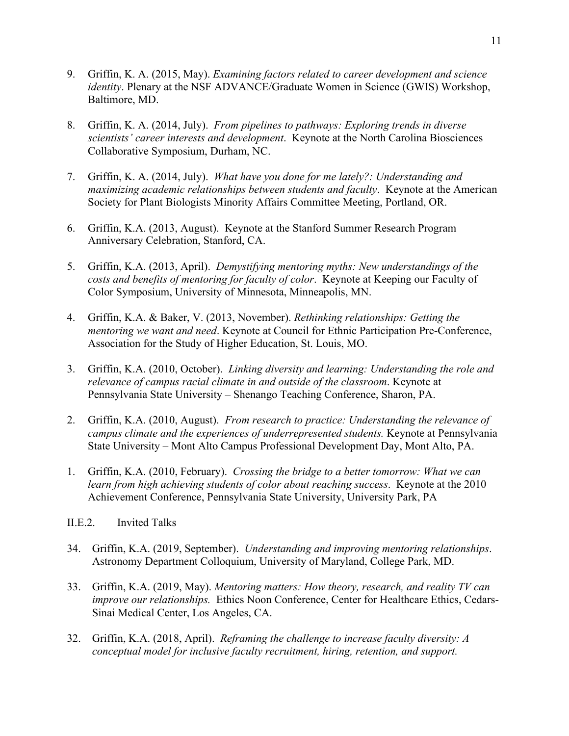9. Griffin, K. A. (2015, May). *Examining factors related to career development and science identity*. Plenary at the NSF ADVANCE/Graduate Women in Science (GWIS) Workshop, Baltimore, MD.

8. Griffin, K. A. (2014, July). *From pipelines to pathways: Exploring trends in diverse scientists' career interests and development*. Keynote at the North Carolina Biosciences Collaborative Symposium, Durham, NC.

7. Griffin, K. A. (2014, July). *What have you done for me lately?: Understanding and maximizing academic relationships between students and faculty*. Keynote at the American Society for Plant Biologists Minority Affairs Committee Meeting, Portland, OR.

6. Griffin, K.A. (2013, August). Keynote at the Stanford Summer Research Program Anniversary Celebration, Stanford, CA.

5. Griffin, K.A. (2013, April). *Demystifying mentoring myths: New understandings of the costs and benefits of mentoring for faculty of color*. Keynote at Keeping our Faculty of Color Symposium, University of Minnesota, Minneapolis, MN.

4. Griffin, K.A. & Baker, V. (2013, November). *Rethinking relationships: Getting the mentoring we want and need*. Keynote at Council for Ethnic Participation Pre-Conference, Association for the Study of Higher Education, St. Louis, MO.

3. Griffin, K.A. (2010, October). *Linking diversity and learning: Understanding the role and relevance of campus racial climate in and outside of the classroom*. Keynote at Pennsylvania State University – Shenango Teaching Conference, Sharon, PA.

2. Griffin, K.A. (2010, August). *From research to practice: Understanding the relevance of campus climate and the experiences of underrepresented students.* Keynote at Pennsylvania State University – Mont Alto Campus Professional Development Day, Mont Alto, PA.

1. Griffin, K.A. (2010, February). *Crossing the bridge to a better tomorrow: What we can learn from high achieving students of color about reaching success*. Keynote at the 2010 Achievement Conference, Pennsylvania State University, University Park, PA

II.E.2. Invited Talks

34. Griffin, K.A. (2019, September). *Understanding and improving mentoring relationships*. Astronomy Department Colloquium, University of Maryland, College Park, MD.

33. Griffin, K.A. (2019, May). *Mentoring matters: How theory, research, and reality TV can improve our relationships.* Ethics Noon Conference, Center for Healthcare Ethics, Cedars-Sinai Medical Center, Los Angeles, CA.

32. Griffin, K.A. (2018, April). *Reframing the challenge to increase faculty diversity: A conceptual model for inclusive faculty recruitment, hiring, retention, and support.*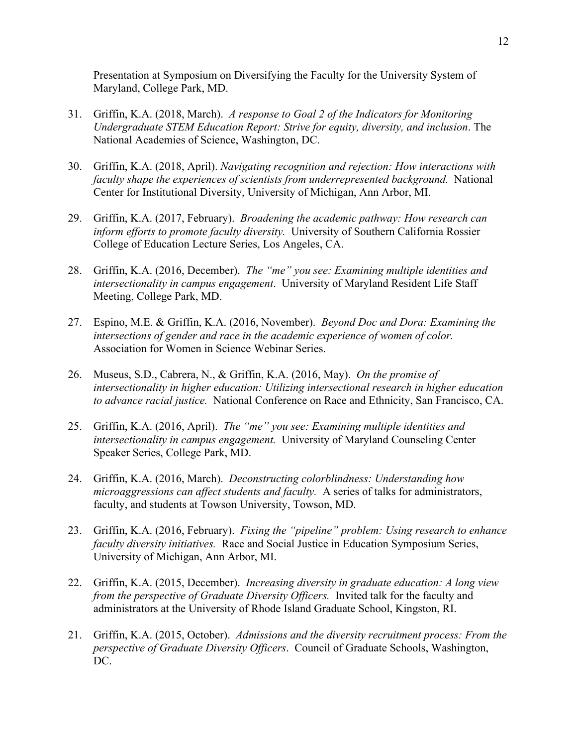Presentation at Symposium on Diversifying the Faculty for the University System of Maryland, College Park, MD.

31. Griffin, K.A. (2018, March). *A response to Goal 2 of the Indicators for Monitoring Undergraduate STEM Education Report: Strive for equity, diversity, and inclusion*. The National Academies of Science, Washington, DC.

30. Griffin, K.A. (2018, April). *Navigating recognition and rejection: How interactions with faculty shape the experiences of scientists from underrepresented background.* National Center for Institutional Diversity, University of Michigan, Ann Arbor, MI.

29. Griffin, K.A. (2017, February). *Broadening the academic pathway: How research can inform efforts to promote faculty diversity.* University of Southern California Rossier College of Education Lecture Series, Los Angeles, CA.

28. Griffin, K.A. (2016, December). *The "me" you see: Examining multiple identities and intersectionality in campus engagement*. University of Maryland Resident Life Staff Meeting, College Park, MD.

27. Espino, M.E. & Griffin, K.A. (2016, November). *Beyond Doc and Dora: Examining the intersections of gender and race in the academic experience of women of color.* Association for Women in Science Webinar Series.

26. Museus, S.D., Cabrera, N., & Griffin, K.A. (2016, May). *On the promise of intersectionality in higher education: Utilizing intersectional research in higher education to advance racial justice.* National Conference on Race and Ethnicity, San Francisco, CA.

25. Griffin, K.A. (2016, April). *The "me" you see: Examining multiple identities and intersectionality in campus engagement.* University of Maryland Counseling Center Speaker Series, College Park, MD.

24. Griffin, K.A. (2016, March). *Deconstructing colorblindness: Understanding how microaggressions can affect students and faculty.* A series of talks for administrators, faculty, and students at Towson University, Towson, MD.

23. Griffin, K.A. (2016, February). *Fixing the "pipeline" problem: Using research to enhance faculty diversity initiatives.* Race and Social Justice in Education Symposium Series, University of Michigan, Ann Arbor, MI.

22. Griffin, K.A. (2015, December). *Increasing diversity in graduate education: A long view from the perspective of Graduate Diversity Officers.* Invited talk for the faculty and administrators at the University of Rhode Island Graduate School, Kingston, RI.

21. Griffin, K.A. (2015, October). *Admissions and the diversity recruitment process: From the perspective of Graduate Diversity Officers*. Council of Graduate Schools, Washington, DC.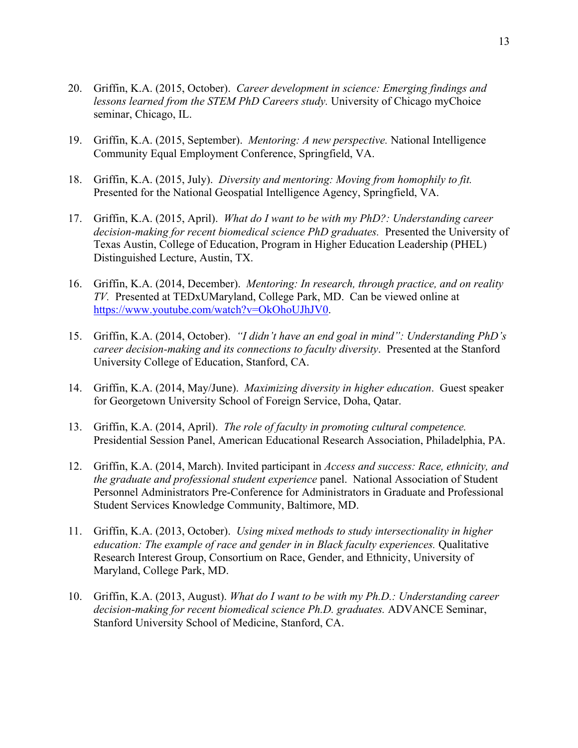20. Griffin, K.A. (2015, October). *Career development in science: Emerging findings and lessons learned from the STEM PhD Careers study.* University of Chicago myChoice seminar, Chicago, IL.

19. Griffin, K.A. (2015, September). *Mentoring: A new perspective.* National Intelligence Community Equal Employment Conference, Springfield, VA.

18. Griffin, K.A. (2015, July). *Diversity and mentoring: Moving from homophily to fit.* Presented for the National Geospatial Intelligence Agency, Springfield, VA.

17. Griffin, K.A. (2015, April). *What do I want to be with my PhD?: Understanding career decision-making for recent biomedical science PhD graduates.* Presented the University of Texas Austin, College of Education, Program in Higher Education Leadership (PHEL) Distinguished Lecture, Austin, TX.

16. Griffin, K.A. (2014, December). *Mentoring: In research, through practice, and on reality TV.* Presented at TEDxUMaryland, College Park, MD. Can be viewed online at https://www.youtube.com/watch?v=OkOhoUJhJV0.

15. Griffin, K.A. (2014, October). *"I didn't have an end goal in mind": Understanding PhD's career decision-making and its connections to faculty diversity*. Presented at the Stanford University College of Education, Stanford, CA.

14. Griffin, K.A. (2014, May/June). *Maximizing diversity in higher education*. Guest speaker for Georgetown University School of Foreign Service, Doha, Qatar.

13. Griffin, K.A. (2014, April). *The role of faculty in promoting cultural competence.* Presidential Session Panel, American Educational Research Association, Philadelphia, PA.

12. Griffin, K.A. (2014, March). Invited participant in *Access and success: Race, ethnicity, and the graduate and professional student experience* panel. National Association of Student Personnel Administrators Pre-Conference for Administrators in Graduate and Professional Student Services Knowledge Community, Baltimore, MD.

11. Griffin, K.A. (2013, October). *Using mixed methods to study intersectionality in higher education: The example of race and gender in in Black faculty experiences.* Qualitative Research Interest Group, Consortium on Race, Gender, and Ethnicity, University of Maryland, College Park, MD.

10. Griffin, K.A. (2013, August). *What do I want to be with my Ph.D.: Understanding career decision-making for recent biomedical science Ph.D. graduates.* ADVANCE Seminar, Stanford University School of Medicine, Stanford, CA.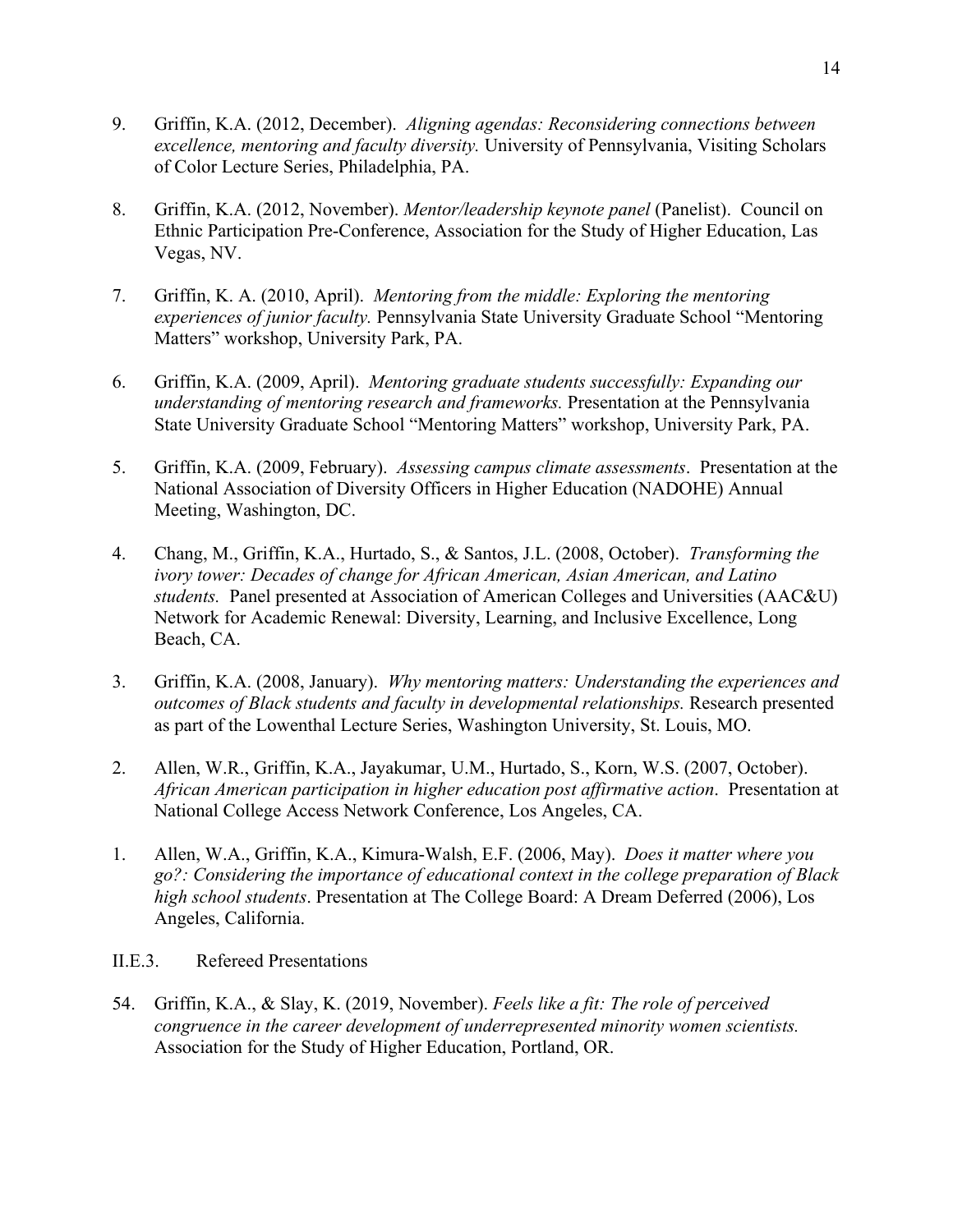9. Griffin, K.A. (2012, December). *Aligning agendas: Reconsidering connections between excellence, mentoring and faculty diversity.* University of Pennsylvania, Visiting Scholars of Color Lecture Series, Philadelphia, PA.

8. Griffin, K.A. (2012, November). *Mentor/leadership keynote panel* (Panelist). Council on Ethnic Participation Pre-Conference, Association for the Study of Higher Education, Las Vegas, NV.

7. Griffin, K. A. (2010, April). *Mentoring from the middle: Exploring the mentoring experiences of junior faculty.* Pennsylvania State University Graduate School "Mentoring Matters" workshop, University Park, PA.

6. Griffin, K.A. (2009, April). *Mentoring graduate students successfully: Expanding our understanding of mentoring research and frameworks.* Presentation at the Pennsylvania State University Graduate School "Mentoring Matters" workshop, University Park, PA.

5. Griffin, K.A. (2009, February). *Assessing campus climate assessments*. Presentation at the National Association of Diversity Officers in Higher Education (NADOHE) Annual Meeting, Washington, DC.

4. Chang, M., Griffin, K.A., Hurtado, S., & Santos, J.L. (2008, October). *Transforming the ivory tower: Decades of change for African American, Asian American, and Latino students.* Panel presented at Association of American Colleges and Universities (AAC&U) Network for Academic Renewal: Diversity, Learning, and Inclusive Excellence, Long Beach, CA.

3. Griffin, K.A. (2008, January). *Why mentoring matters: Understanding the experiences and outcomes of Black students and faculty in developmental relationships.* Research presented as part of the Lowenthal Lecture Series, Washington University, St. Louis, MO.

2. Allen, W.R., Griffin, K.A., Jayakumar, U.M., Hurtado, S., Korn, W.S. (2007, October). *African American participation in higher education post affirmative action*. Presentation at National College Access Network Conference, Los Angeles, CA.

1. Allen, W.A., Griffin, K.A., Kimura-Walsh, E.F. (2006, May). *Does it matter where you go?: Considering the importance of educational context in the college preparation of Black high school students*. Presentation at The College Board: A Dream Deferred (2006), Los Angeles, California.

II.E.3. Refereed Presentations

54. Griffin, K.A., & Slay, K. (2019, November). *Feels like a fit: The role of perceived congruence in the career development of underrepresented minority women scientists.* Association for the Study of Higher Education, Portland, OR.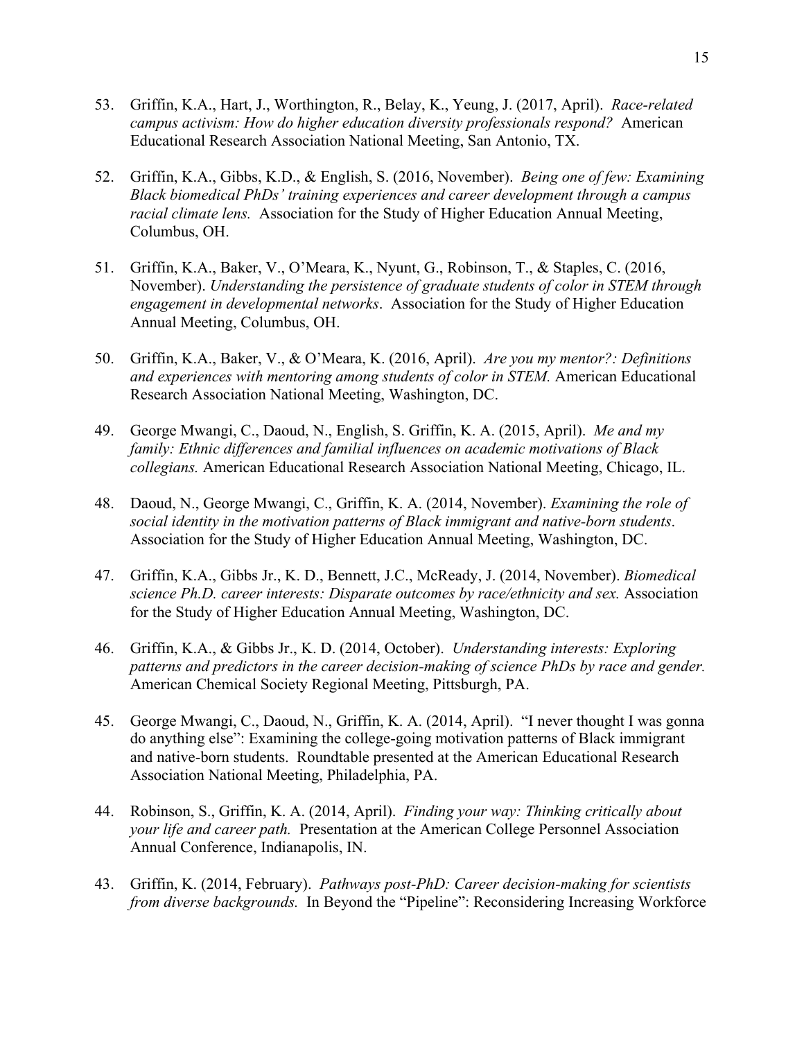53. Griffin, K.A., Hart, J., Worthington, R., Belay, K., Yeung, J. (2017, April). *Race-related campus activism: How do higher education diversity professionals respond?* American Educational Research Association National Meeting, San Antonio, TX.

52. Griffin, K.A., Gibbs, K.D., & English, S. (2016, November). *Being one of few: Examining Black biomedical PhDs' training experiences and career development through a campus racial climate lens.* Association for the Study of Higher Education Annual Meeting, Columbus, OH.

51. Griffin, K.A., Baker, V., O'Meara, K., Nyunt, G., Robinson, T., & Staples, C. (2016, November). *Understanding the persistence of graduate students of color in STEM through engagement in developmental networks*. Association for the Study of Higher Education Annual Meeting, Columbus, OH.

50. Griffin, K.A., Baker, V., & O'Meara, K. (2016, April). *Are you my mentor?: Definitions and experiences with mentoring among students of color in STEM.* American Educational Research Association National Meeting, Washington, DC.

49. George Mwangi, C., Daoud, N., English, S. Griffin, K. A. (2015, April). *Me and my family: Ethnic differences and familial influences on academic motivations of Black collegians.* American Educational Research Association National Meeting, Chicago, IL.

48. Daoud, N., George Mwangi, C., Griffin, K. A. (2014, November). *Examining the role of social identity in the motivation patterns of Black immigrant and native-born students*. Association for the Study of Higher Education Annual Meeting, Washington, DC.

47. Griffin, K.A., Gibbs Jr., K. D., Bennett, J.C., McReady, J. (2014, November). *Biomedical science Ph.D. career interests: Disparate outcomes by race/ethnicity and sex.* Association for the Study of Higher Education Annual Meeting, Washington, DC.

46. Griffin, K.A., & Gibbs Jr., K. D. (2014, October). *Understanding interests: Exploring patterns and predictors in the career decision-making of science PhDs by race and gender.* American Chemical Society Regional Meeting, Pittsburgh, PA.

45. George Mwangi, C., Daoud, N., Griffin, K. A. (2014, April). "I never thought I was gonna do anything else": Examining the college-going motivation patterns of Black immigrant and native-born students. Roundtable presented at the American Educational Research Association National Meeting, Philadelphia, PA.

44. Robinson, S., Griffin, K. A. (2014, April). *Finding your way: Thinking critically about your life and career path.* Presentation at the American College Personnel Association Annual Conference, Indianapolis, IN.

43. Griffin, K. (2014, February). *Pathways post-PhD: Career decision-making for scientists from diverse backgrounds.* In Beyond the "Pipeline": Reconsidering Increasing Workforce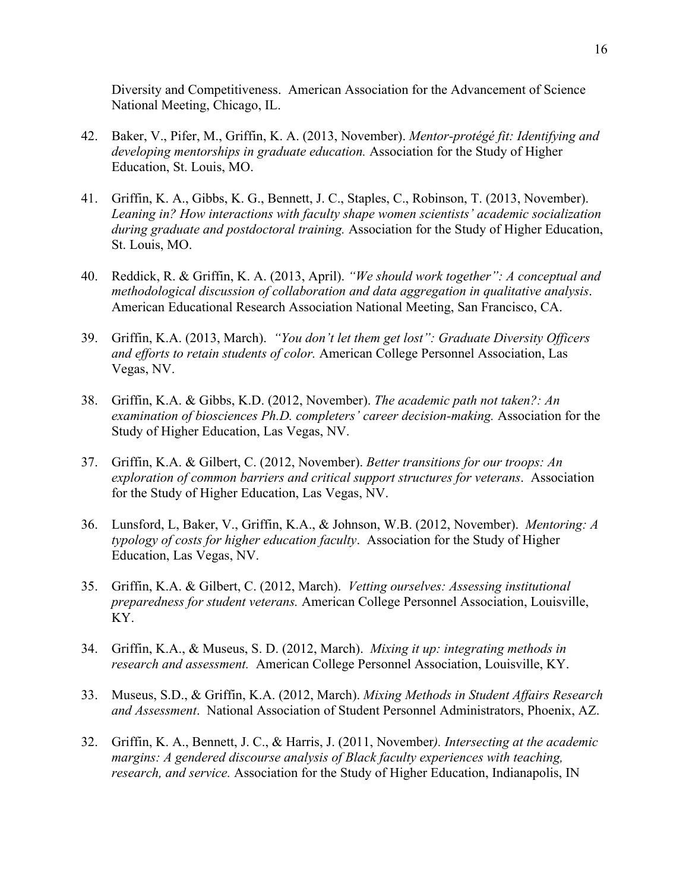Diversity and Competitiveness. American Association for the Advancement of Science National Meeting, Chicago, IL.

42. Baker, V., Pifer, M., Griffin, K. A. (2013, November). *Mentor-protégé fit: Identifying and developing mentorships in graduate education.* Association for the Study of Higher Education, St. Louis, MO.

41. Griffin, K. A., Gibbs, K. G., Bennett, J. C., Staples, C., Robinson, T. (2013, November). *Leaning in? How interactions with faculty shape women scientists' academic socialization during graduate and postdoctoral training.* Association for the Study of Higher Education, St. Louis, MO.

40. Reddick, R. & Griffin, K. A. (2013, April). *"We should work together": A conceptual and methodological discussion of collaboration and data aggregation in qualitative analysis*. American Educational Research Association National Meeting, San Francisco, CA.

39. Griffin, K.A. (2013, March). *"You don't let them get lost": Graduate Diversity Officers and efforts to retain students of color.* American College Personnel Association, Las Vegas, NV.

38. Griffin, K.A. & Gibbs, K.D. (2012, November). *The academic path not taken?: An examination of biosciences Ph.D. completers' career decision-making.* Association for the Study of Higher Education, Las Vegas, NV.

37. Griffin, K.A. & Gilbert, C. (2012, November). *Better transitions for our troops: An exploration of common barriers and critical support structures for veterans*. Association for the Study of Higher Education, Las Vegas, NV.

36. Lunsford, L, Baker, V., Griffin, K.A., & Johnson, W.B. (2012, November). *Mentoring: A typology of costs for higher education faculty*. Association for the Study of Higher Education, Las Vegas, NV.

35. Griffin, K.A. & Gilbert, C. (2012, March). *Vetting ourselves: Assessing institutional preparedness for student veterans.* American College Personnel Association, Louisville, KY.

34. Griffin, K.A., & Museus, S. D. (2012, March). *Mixing it up: integrating methods in research and assessment.* American College Personnel Association, Louisville, KY.

33. Museus, S.D., & Griffin, K.A. (2012, March). *Mixing Methods in Student Affairs Research and Assessment*. National Association of Student Personnel Administrators, Phoenix, AZ.

32. Griffin, K. A., Bennett, J. C., & Harris, J. (2011, November*). Intersecting at the academic margins: A gendered discourse analysis of Black faculty experiences with teaching, research, and service.* Association for the Study of Higher Education, Indianapolis, IN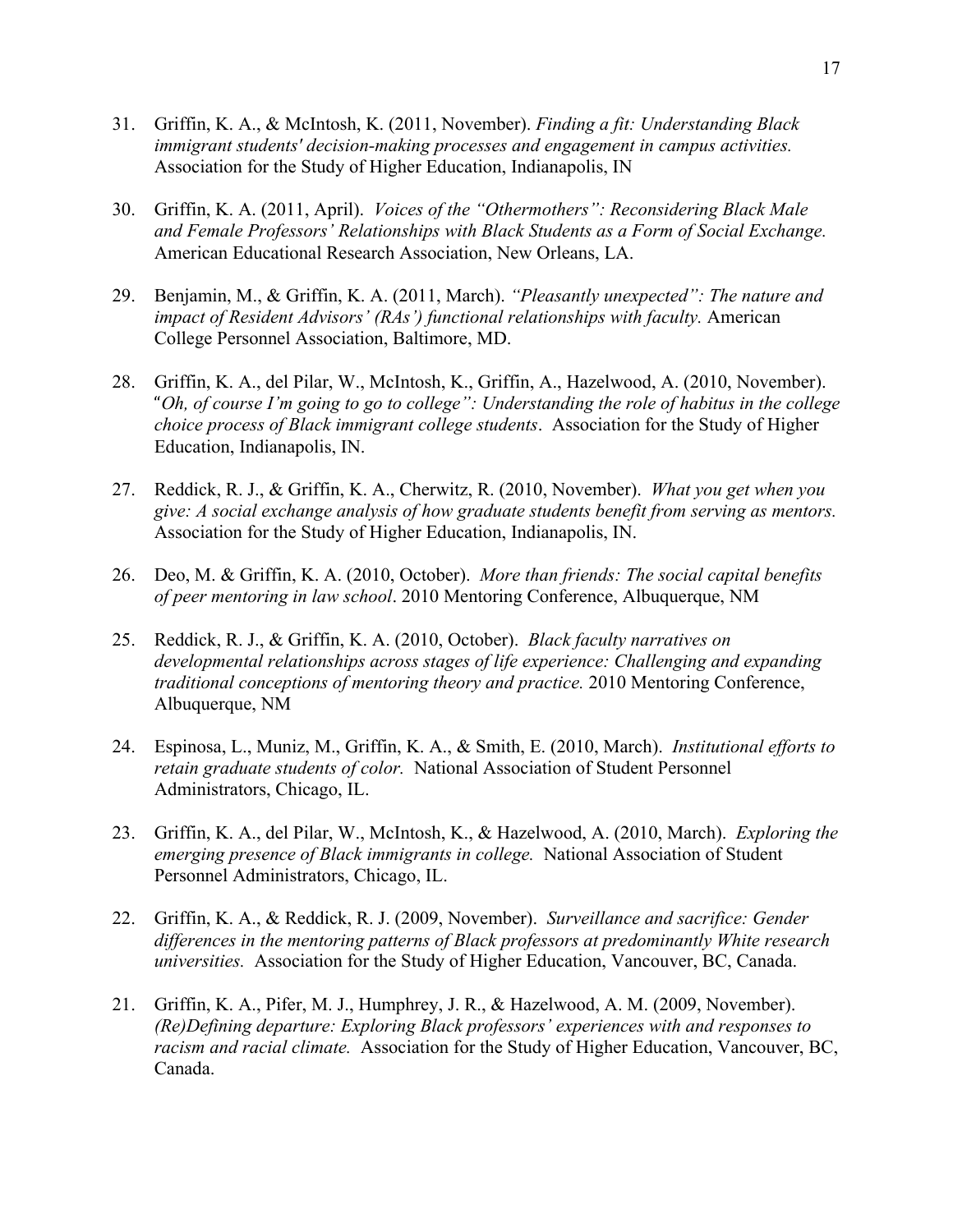31. Griffin, K. A., & McIntosh, K. (2011, November). *Finding a fit: Understanding Black immigrant students' decision-making processes and engagement in campus activities.* Association for the Study of Higher Education, Indianapolis, IN

30. Griffin, K. A. (2011, April). *Voices of the "Othermothers": Reconsidering Black Male and Female Professors' Relationships with Black Students as a Form of Social Exchange.* American Educational Research Association, New Orleans, LA.

29. Benjamin, M., & Griffin, K. A. (2011, March). *"Pleasantly unexpected": The nature and impact of Resident Advisors' (RAs') functional relationships with faculty.* American College Personnel Association, Baltimore, MD.

28. Griffin, K. A., del Pilar, W., McIntosh, K., Griffin, A., Hazelwood, A. (2010, November). *"Oh, of course I'm going to go to college": Understanding the role of habitus in the college choice process of Black immigrant college students*. Association for the Study of Higher Education, Indianapolis, IN.

27. Reddick, R. J., & Griffin, K. A., Cherwitz, R. (2010, November). *What you get when you give: A social exchange analysis of how graduate students benefit from serving as mentors.* Association for the Study of Higher Education, Indianapolis, IN.

26. Deo, M. & Griffin, K. A. (2010, October). *More than friends: The social capital benefits of peer mentoring in law school*. 2010 Mentoring Conference, Albuquerque, NM

25. Reddick, R. J., & Griffin, K. A. (2010, October). *Black faculty narratives on developmental relationships across stages of life experience: Challenging and expanding traditional conceptions of mentoring theory and practice.* 2010 Mentoring Conference, Albuquerque, NM

24. Espinosa, L., Muniz, M., Griffin, K. A., & Smith, E. (2010, March). *Institutional efforts to retain graduate students of color.* National Association of Student Personnel Administrators, Chicago, IL.

23. Griffin, K. A., del Pilar, W., McIntosh, K., & Hazelwood, A. (2010, March). *Exploring the emerging presence of Black immigrants in college.* National Association of Student Personnel Administrators, Chicago, IL.

22. Griffin, K. A., & Reddick, R. J. (2009, November). *Surveillance and sacrifice: Gender differences in the mentoring patterns of Black professors at predominantly White research universities.* Association for the Study of Higher Education, Vancouver, BC, Canada.

21. Griffin, K. A., Pifer, M. J., Humphrey, J. R., & Hazelwood, A. M. (2009, November). *(Re)Defining departure: Exploring Black professors' experiences with and responses to racism and racial climate.* Association for the Study of Higher Education, Vancouver, BC, Canada.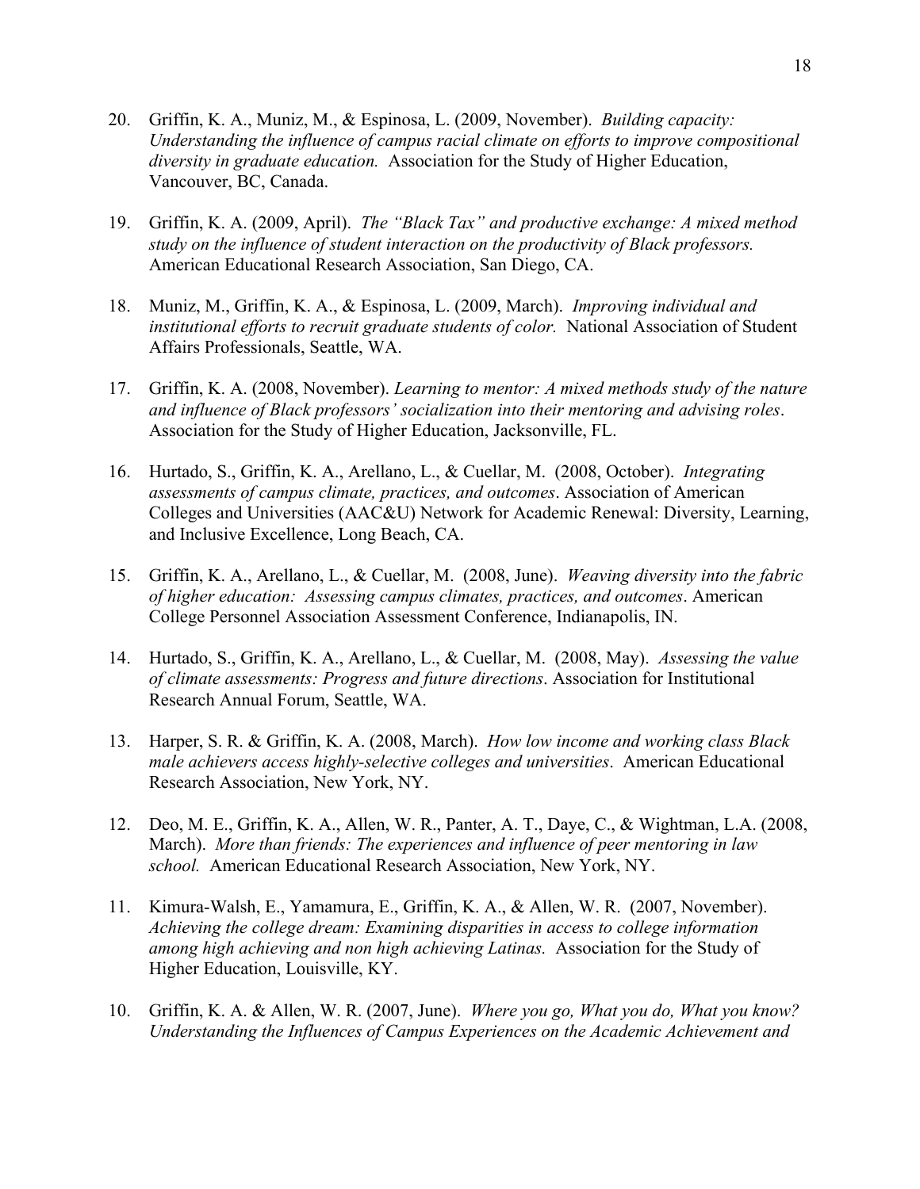20. Griffin, K. A., Muniz, M., & Espinosa, L. (2009, November). *Building capacity: Understanding the influence of campus racial climate on efforts to improve compositional diversity in graduate education.* Association for the Study of Higher Education, Vancouver, BC, Canada.

19. Griffin, K. A. (2009, April). *The "Black Tax" and productive exchange: A mixed method study on the influence of student interaction on the productivity of Black professors.* American Educational Research Association, San Diego, CA.

18. Muniz, M., Griffin, K. A., & Espinosa, L. (2009, March). *Improving individual and institutional efforts to recruit graduate students of color.* National Association of Student Affairs Professionals, Seattle, WA.

17. Griffin, K. A. (2008, November). *Learning to mentor: A mixed methods study of the nature and influence of Black professors' socialization into their mentoring and advising roles*. Association for the Study of Higher Education, Jacksonville, FL.

16. Hurtado, S., Griffin, K. A., Arellano, L., & Cuellar, M. (2008, October). *Integrating assessments of campus climate, practices, and outcomes*. Association of American Colleges and Universities (AAC&U) Network for Academic Renewal: Diversity, Learning, and Inclusive Excellence, Long Beach, CA.

15. Griffin, K. A., Arellano, L., & Cuellar, M. (2008, June). *Weaving diversity into the fabric of higher education: Assessing campus climates, practices, and outcomes*. American College Personnel Association Assessment Conference, Indianapolis, IN.

14. Hurtado, S., Griffin, K. A., Arellano, L., & Cuellar, M. (2008, May). *Assessing the value of climate assessments: Progress and future directions*. Association for Institutional Research Annual Forum, Seattle, WA.

13. Harper, S. R. & Griffin, K. A. (2008, March). *How low income and working class Black male achievers access highly-selective colleges and universities*. American Educational Research Association, New York, NY.

12. Deo, M. E., Griffin, K. A., Allen, W. R., Panter, A. T., Daye, C., & Wightman, L.A. (2008, March). *More than friends: The experiences and influence of peer mentoring in law school.* American Educational Research Association, New York, NY.

11. Kimura-Walsh, E., Yamamura, E., Griffin, K. A., & Allen, W. R. (2007, November). *Achieving the college dream: Examining disparities in access to college information among high achieving and non high achieving Latinas.* Association for the Study of Higher Education, Louisville, KY.

10. Griffin, K. A. & Allen, W. R. (2007, June). *Where you go, What you do, What you know? Understanding the Influences of Campus Experiences on the Academic Achievement and*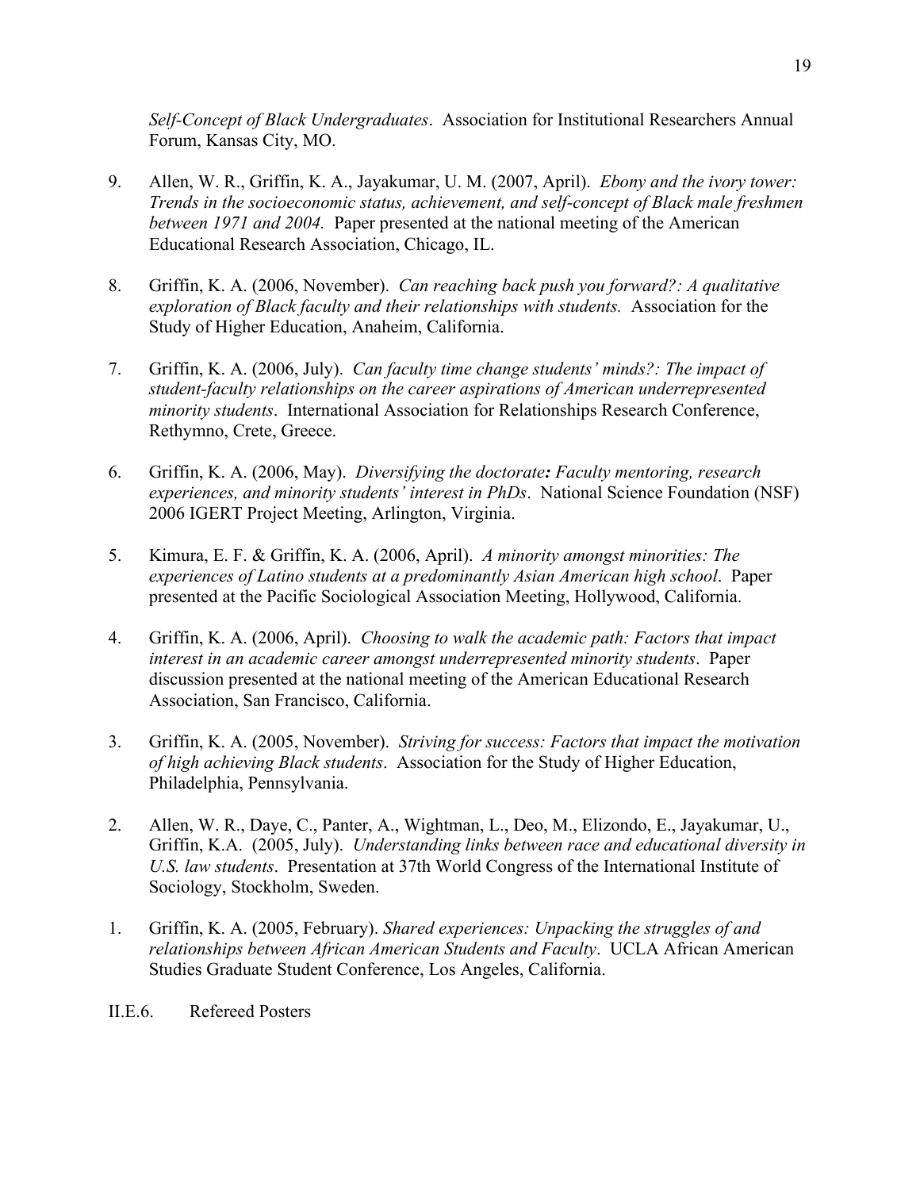*Self-Concept of Black Undergraduates*. Association for Institutional Researchers Annual Forum, Kansas City, MO.

9. Allen, W. R., Griffin, K. A., Jayakumar, U. M. (2007, April). *Ebony and the ivory tower: Trends in the socioeconomic status, achievement, and self-concept of Black male freshmen between 1971 and 2004.* Paper presented at the national meeting of the American Educational Research Association, Chicago, IL.

8. Griffin, K. A. (2006, November). *Can reaching back push you forward?: A qualitative exploration of Black faculty and their relationships with students.* Association for the Study of Higher Education, Anaheim, California.

7. Griffin, K. A. (2006, July). *Can faculty time change students' minds?: The impact of student-faculty relationships on the career aspirations of American underrepresented minority students*. International Association for Relationships Research Conference, Rethymno, Crete, Greece.

6. Griffin, K. A. (2006, May). *Diversifying the doctorate**:** Faculty mentoring, research experiences, and minority students' interest in PhDs*. National Science Foundation (NSF) 2006 IGERT Project Meeting, Arlington, Virginia.

5. Kimura, E. F. & Griffin, K. A. (2006, April). *A minority amongst minorities: The experiences of Latino students at a predominantly Asian American high school*. Paper presented at the Pacific Sociological Association Meeting, Hollywood, California.

4. Griffin, K. A. (2006, April). *Choosing to walk the academic path: Factors that impact interest in an academic career amongst underrepresented minority students*. Paper discussion presented at the national meeting of the American Educational Research Association, San Francisco, California.

3. Griffin, K. A. (2005, November). *Striving for success: Factors that impact the motivation of high achieving Black students*. Association for the Study of Higher Education, Philadelphia, Pennsylvania.

2. Allen, W. R., Daye, C., Panter, A., Wightman, L., Deo, M., Elizondo, E., Jayakumar, U., Griffin, K.A. (2005, July). *Understanding links between race and educational diversity in U.S. law students*. Presentation at 37th World Congress of the International Institute of Sociology, Stockholm, Sweden.

1. Griffin, K. A. (2005, February). *Shared experiences: Unpacking the struggles of and relationships between African American Students and Faculty*. UCLA African American Studies Graduate Student Conference, Los Angeles, California.

II.E.6. Refereed Posters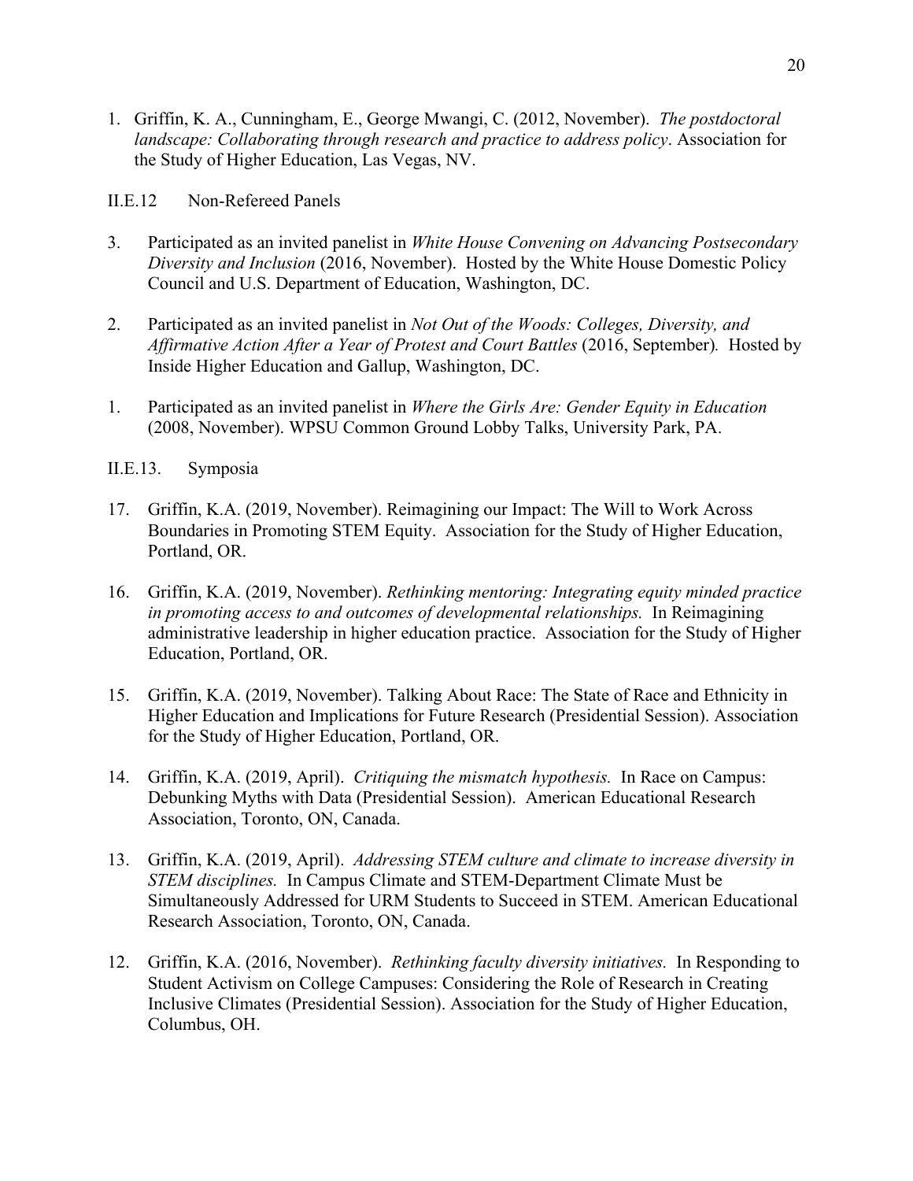1. Griffin, K. A., Cunningham, E., George Mwangi, C. (2012, November). *The postdoctoral landscape: Collaborating through research and practice to address policy*. Association for the Study of Higher Education, Las Vegas, NV.

II.E.12 Non-Refereed Panels

3. Participated as an invited panelist in *White House Convening on Advancing Postsecondary Diversity and Inclusion* (2016, November). Hosted by the White House Domestic Policy Council and U.S. Department of Education, Washington, DC.

2. Participated as an invited panelist in *Not Out of the Woods: Colleges, Diversity, and Affirmative Action After a Year of Protest and Court Battles* (2016, September). Hosted by Inside Higher Education and Gallup, Washington, DC.

1. Participated as an invited panelist in *Where the Girls Are: Gender Equity in Education* (2008, November). WPSU Common Ground Lobby Talks, University Park, PA.

II.E.13. Symposia

17. Griffin, K.A. (2019, November). Reimagining our Impact: The Will to Work Across Boundaries in Promoting STEM Equity. Association for the Study of Higher Education, Portland, OR.

16. Griffin, K.A. (2019, November). *Rethinking mentoring: Integrating equity minded practice in promoting access to and outcomes of developmental relationships.* In Reimagining administrative leadership in higher education practice. Association for the Study of Higher Education, Portland, OR.

15. Griffin, K.A. (2019, November). Talking About Race: The State of Race and Ethnicity in Higher Education and Implications for Future Research (Presidential Session). Association for the Study of Higher Education, Portland, OR.

14. Griffin, K.A. (2019, April). *Critiquing the mismatch hypothesis.* In Race on Campus: Debunking Myths with Data (Presidential Session). American Educational Research Association, Toronto, ON, Canada.

13. Griffin, K.A. (2019, April). *Addressing STEM culture and climate to increase diversity in STEM disciplines.* In Campus Climate and STEM-Department Climate Must be Simultaneously Addressed for URM Students to Succeed in STEM. American Educational Research Association, Toronto, ON, Canada.

12. Griffin, K.A. (2016, November). *Rethinking faculty diversity initiatives.* In Responding to Student Activism on College Campuses: Considering the Role of Research in Creating Inclusive Climates (Presidential Session). Association for the Study of Higher Education, Columbus, OH.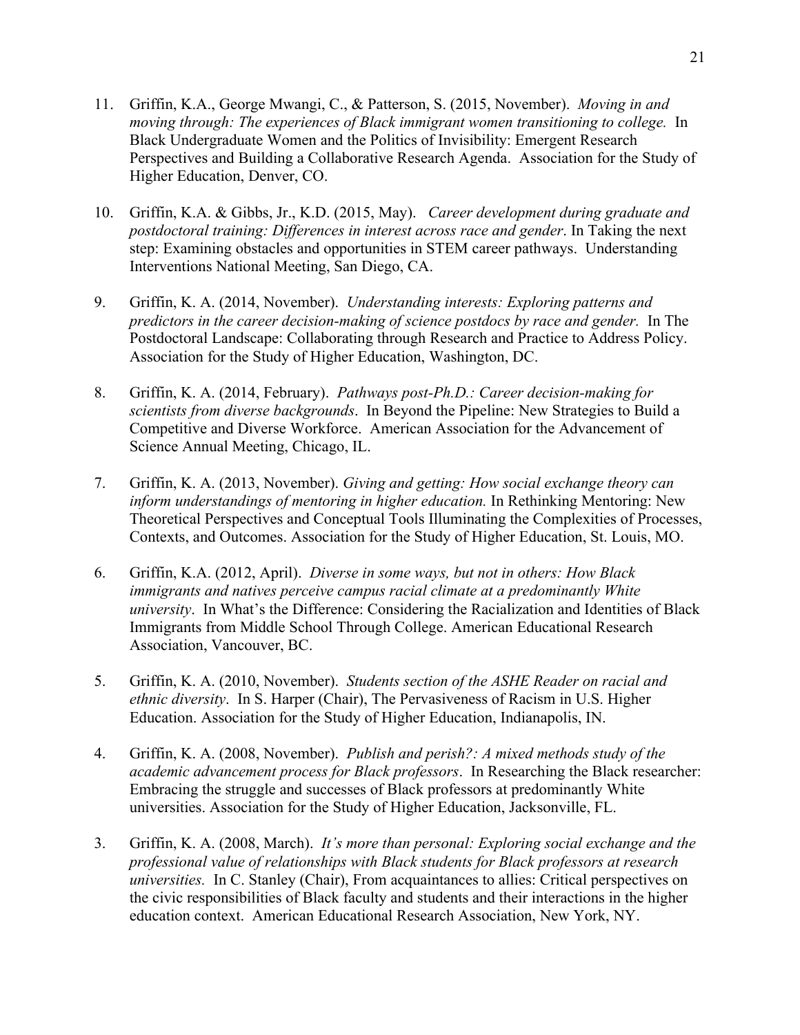11. Griffin, K.A., George Mwangi, C., & Patterson, S. (2015, November). *Moving in and moving through: The experiences of Black immigrant women transitioning to college.* In Black Undergraduate Women and the Politics of Invisibility: Emergent Research Perspectives and Building a Collaborative Research Agenda. Association for the Study of Higher Education, Denver, CO.

10. Griffin, K.A. & Gibbs, Jr., K.D. (2015, May). *Career development during graduate and postdoctoral training: Differences in interest across race and gender*. In Taking the next step: Examining obstacles and opportunities in STEM career pathways. Understanding Interventions National Meeting, San Diego, CA.

9. Griffin, K. A. (2014, November). *Understanding interests: Exploring patterns and predictors in the career decision-making of science postdocs by race and gender.* In The Postdoctoral Landscape: Collaborating through Research and Practice to Address Policy. Association for the Study of Higher Education, Washington, DC.

8. Griffin, K. A. (2014, February). *Pathways post-Ph.D.: Career decision-making for scientists from diverse backgrounds*. In Beyond the Pipeline: New Strategies to Build a Competitive and Diverse Workforce. American Association for the Advancement of Science Annual Meeting, Chicago, IL.

7. Griffin, K. A. (2013, November). *Giving and getting: How social exchange theory can inform understandings of mentoring in higher education.* In Rethinking Mentoring: New Theoretical Perspectives and Conceptual Tools Illuminating the Complexities of Processes, Contexts, and Outcomes. Association for the Study of Higher Education, St. Louis, MO.

6. Griffin, K.A. (2012, April). *Diverse in some ways, but not in others: How Black immigrants and natives perceive campus racial climate at a predominantly White university*. In What's the Difference: Considering the Racialization and Identities of Black Immigrants from Middle School Through College. American Educational Research Association, Vancouver, BC.

5. Griffin, K. A. (2010, November). *Students section of the ASHE Reader on racial and ethnic diversity*. In S. Harper (Chair), The Pervasiveness of Racism in U.S. Higher Education. Association for the Study of Higher Education, Indianapolis, IN.

4. Griffin, K. A. (2008, November). *Publish and perish?: A mixed methods study of the academic advancement process for Black professors*. In Researching the Black researcher: Embracing the struggle and successes of Black professors at predominantly White universities. Association for the Study of Higher Education, Jacksonville, FL.

3. Griffin, K. A. (2008, March). *It's more than personal: Exploring social exchange and the professional value of relationships with Black students for Black professors at research universities.* In C. Stanley (Chair), From acquaintances to allies: Critical perspectives on the civic responsibilities of Black faculty and students and their interactions in the higher education context. American Educational Research Association, New York, NY.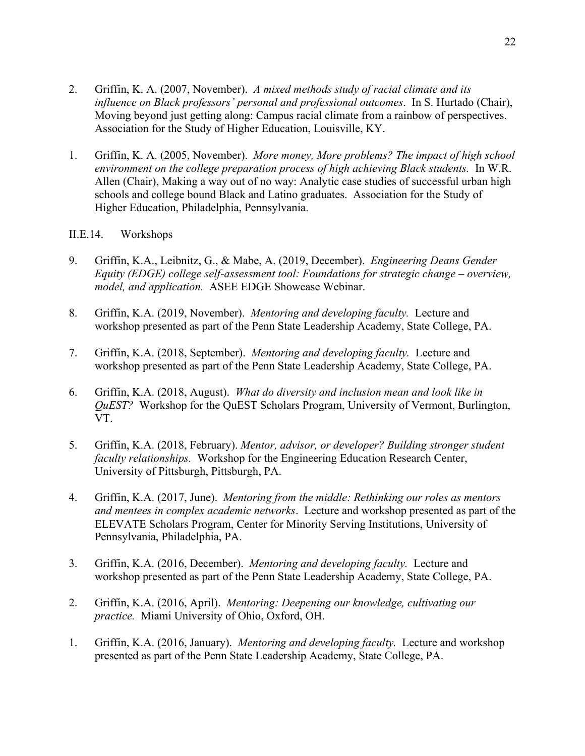2. Griffin, K. A. (2007, November). *A mixed methods study of racial climate and its influence on Black professors' personal and professional outcomes*. In S. Hurtado (Chair), Moving beyond just getting along: Campus racial climate from a rainbow of perspectives. Association for the Study of Higher Education, Louisville, KY.

1. Griffin, K. A. (2005, November). *More money, More problems? The impact of high school environment on the college preparation process of high achieving Black students.* In W.R. Allen (Chair), Making a way out of no way: Analytic case studies of successful urban high schools and college bound Black and Latino graduates. Association for the Study of Higher Education, Philadelphia, Pennsylvania.

II.E.14. Workshops

9. Griffin, K.A., Leibnitz, G., & Mabe, A. (2019, December). *Engineering Deans Gender Equity (EDGE) college self-assessment tool: Foundations for strategic change – overview, model, and application.* ASEE EDGE Showcase Webinar.

8. Griffin, K.A. (2019, November). *Mentoring and developing faculty.* Lecture and workshop presented as part of the Penn State Leadership Academy, State College, PA.

7. Griffin, K.A. (2018, September). *Mentoring and developing faculty.* Lecture and workshop presented as part of the Penn State Leadership Academy, State College, PA.

6. Griffin, K.A. (2018, August). *What do diversity and inclusion mean and look like in QuEST?* Workshop for the QuEST Scholars Program, University of Vermont, Burlington, VT.

5. Griffin, K.A. (2018, February). *Mentor, advisor, or developer? Building stronger student faculty relationships.* Workshop for the Engineering Education Research Center, University of Pittsburgh, Pittsburgh, PA.

4. Griffin, K.A. (2017, June). *Mentoring from the middle: Rethinking our roles as mentors and mentees in complex academic networks*. Lecture and workshop presented as part of the ELEVATE Scholars Program, Center for Minority Serving Institutions, University of Pennsylvania, Philadelphia, PA.

3. Griffin, K.A. (2016, December). *Mentoring and developing faculty.* Lecture and workshop presented as part of the Penn State Leadership Academy, State College, PA.

2. Griffin, K.A. (2016, April). *Mentoring: Deepening our knowledge, cultivating our practice.* Miami University of Ohio, Oxford, OH.

1. Griffin, K.A. (2016, January). *Mentoring and developing faculty.* Lecture and workshop presented as part of the Penn State Leadership Academy, State College, PA.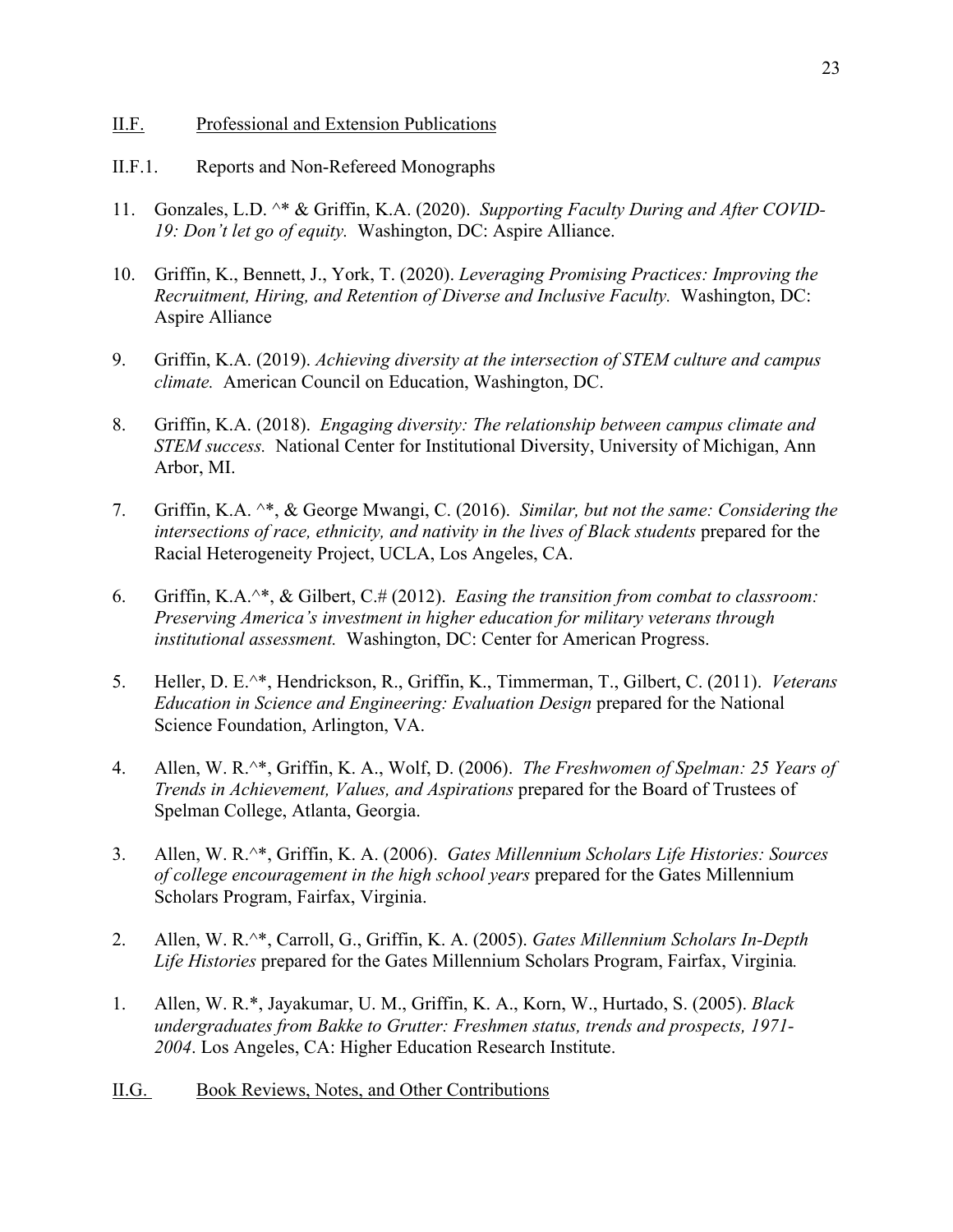## II.F. Professional and Extension Publications

### II.F.1. Reports and Non-Refereed Monographs

11. Gonzales, L.D. ^* & Griffin, K.A. (2020). *Supporting Faculty During and After COVID-19: Don't let go of equity.* Washington, DC: Aspire Alliance.

10. Griffin, K., Bennett, J., York, T. (2020). *Leveraging Promising Practices: Improving the Recruitment, Hiring, and Retention of Diverse and Inclusive Faculty.* Washington, DC: Aspire Alliance

9. Griffin, K.A. (2019). *Achieving diversity at the intersection of STEM culture and campus climate.* American Council on Education, Washington, DC.

8. Griffin, K.A. (2018). *Engaging diversity: The relationship between campus climate and STEM success.* National Center for Institutional Diversity, University of Michigan, Ann Arbor, MI.

7. Griffin, K.A. ^*, & George Mwangi, C. (2016). *Similar, but not the same: Considering the intersections of race, ethnicity, and nativity in the lives of Black students* prepared for the Racial Heterogeneity Project, UCLA, Los Angeles, CA.

6. Griffin, K.A.^*, & Gilbert, C.# (2012). *Easing the transition from combat to classroom: Preserving America's investment in higher education for military veterans through institutional assessment.* Washington, DC: Center for American Progress.

5. Heller, D. E.^*, Hendrickson, R., Griffin, K., Timmerman, T., Gilbert, C. (2011). *Veterans Education in Science and Engineering: Evaluation Design* prepared for the National Science Foundation, Arlington, VA.

4. Allen, W. R.^*, Griffin, K. A., Wolf, D. (2006). *The Freshwomen of Spelman: 25 Years of Trends in Achievement, Values, and Aspirations* prepared for the Board of Trustees of Spelman College, Atlanta, Georgia.

3. Allen, W. R.^*, Griffin, K. A. (2006). *Gates Millennium Scholars Life Histories: Sources of college encouragement in the high school years* prepared for the Gates Millennium Scholars Program, Fairfax, Virginia.

2. Allen, W. R.^*, Carroll, G., Griffin, K. A. (2005). *Gates Millennium Scholars In-Depth Life Histories* prepared for the Gates Millennium Scholars Program, Fairfax, Virginia.

1. Allen, W. R.*, Jayakumar, U. M., Griffin, K. A., Korn, W., Hurtado, S. (2005). *Black undergraduates from Bakke to Grutter: Freshmen status, trends and prospects, 1971-2004*. Los Angeles, CA: Higher Education Research Institute.

## II.G. Book Reviews, Notes, and Other Contributions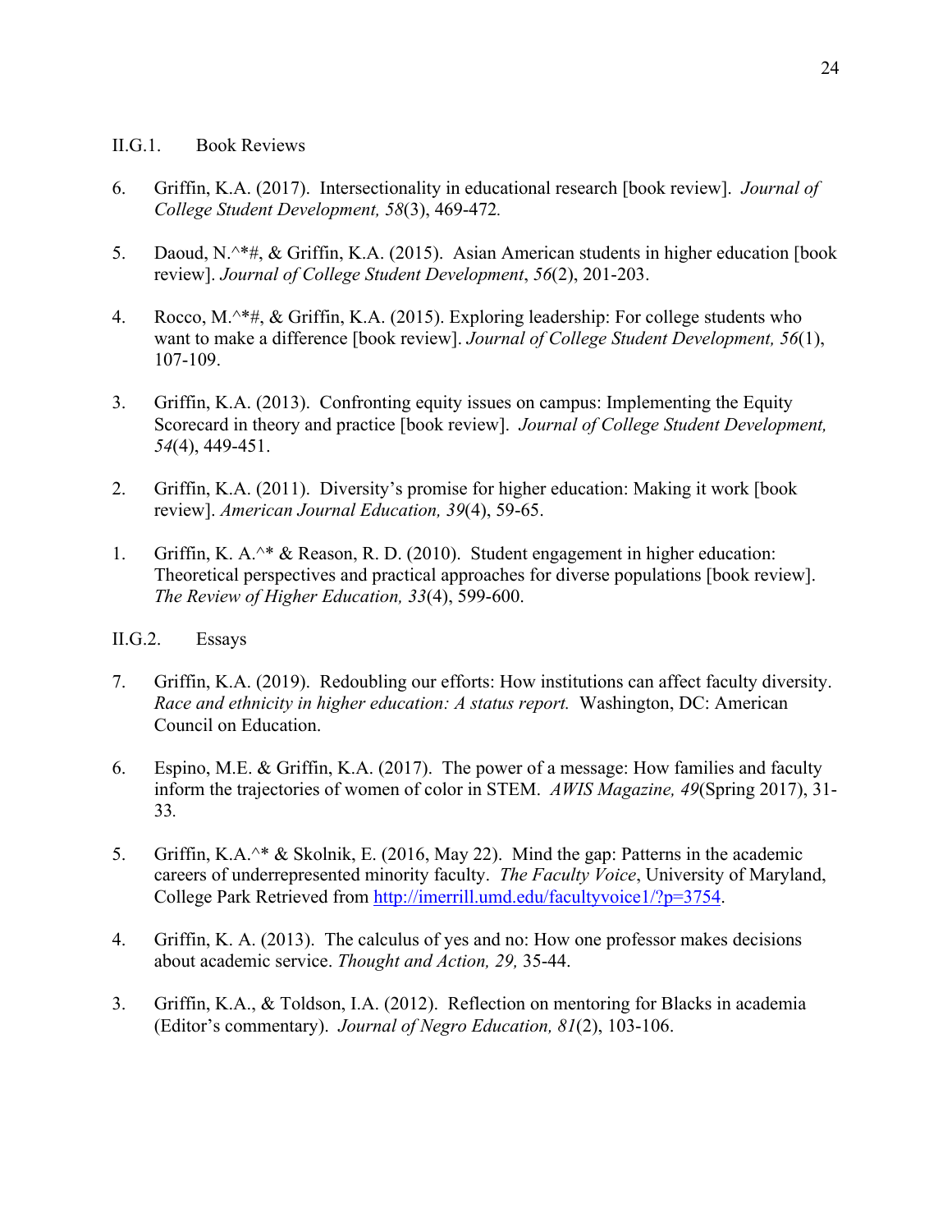### II.G.1. Book Reviews

6. Griffin, K.A. (2017). Intersectionality in educational research [book review]. *Journal of College Student Development, 58*(3), 469-472.

5. Daoud, N.^*#, & Griffin, K.A. (2015). Asian American students in higher education [book review]. *Journal of College Student Development*, *56*(2), 201-203.

4. Rocco, M.^*#, & Griffin, K.A. (2015). Exploring leadership: For college students who want to make a difference [book review]. *Journal of College Student Development, 56*(1), 107-109.

3. Griffin, K.A. (2013). Confronting equity issues on campus: Implementing the Equity Scorecard in theory and practice [book review]. *Journal of College Student Development, 54*(4), 449-451.

2. Griffin, K.A. (2011). Diversity's promise for higher education: Making it work [book review]. *American Journal Education, 39*(4), 59-65.

1. Griffin, K. A.^* & Reason, R. D. (2010). Student engagement in higher education: Theoretical perspectives and practical approaches for diverse populations [book review]. *The Review of Higher Education, 33*(4), 599-600.

### II.G.2. Essays

7. Griffin, K.A. (2019). Redoubling our efforts: How institutions can affect faculty diversity. *Race and ethnicity in higher education: A status report.* Washington, DC: American Council on Education.

6. Espino, M.E. & Griffin, K.A. (2017). The power of a message: How families and faculty inform the trajectories of women of color in STEM. *AWIS Magazine, 49*(Spring 2017), 31-33.

5. Griffin, K.A.^* & Skolnik, E. (2016, May 22). Mind the gap: Patterns in the academic careers of underrepresented minority faculty. *The Faculty Voice*, University of Maryland, College Park Retrieved from http://imerrill.umd.edu/facultyvoice1/?p=3754.

4. Griffin, K. A. (2013). The calculus of yes and no: How one professor makes decisions about academic service. *Thought and Action, 29,* 35-44.

3. Griffin, K.A., & Toldson, I.A. (2012). Reflection on mentoring for Blacks in academia (Editor's commentary). *Journal of Negro Education, 81*(2), 103-106.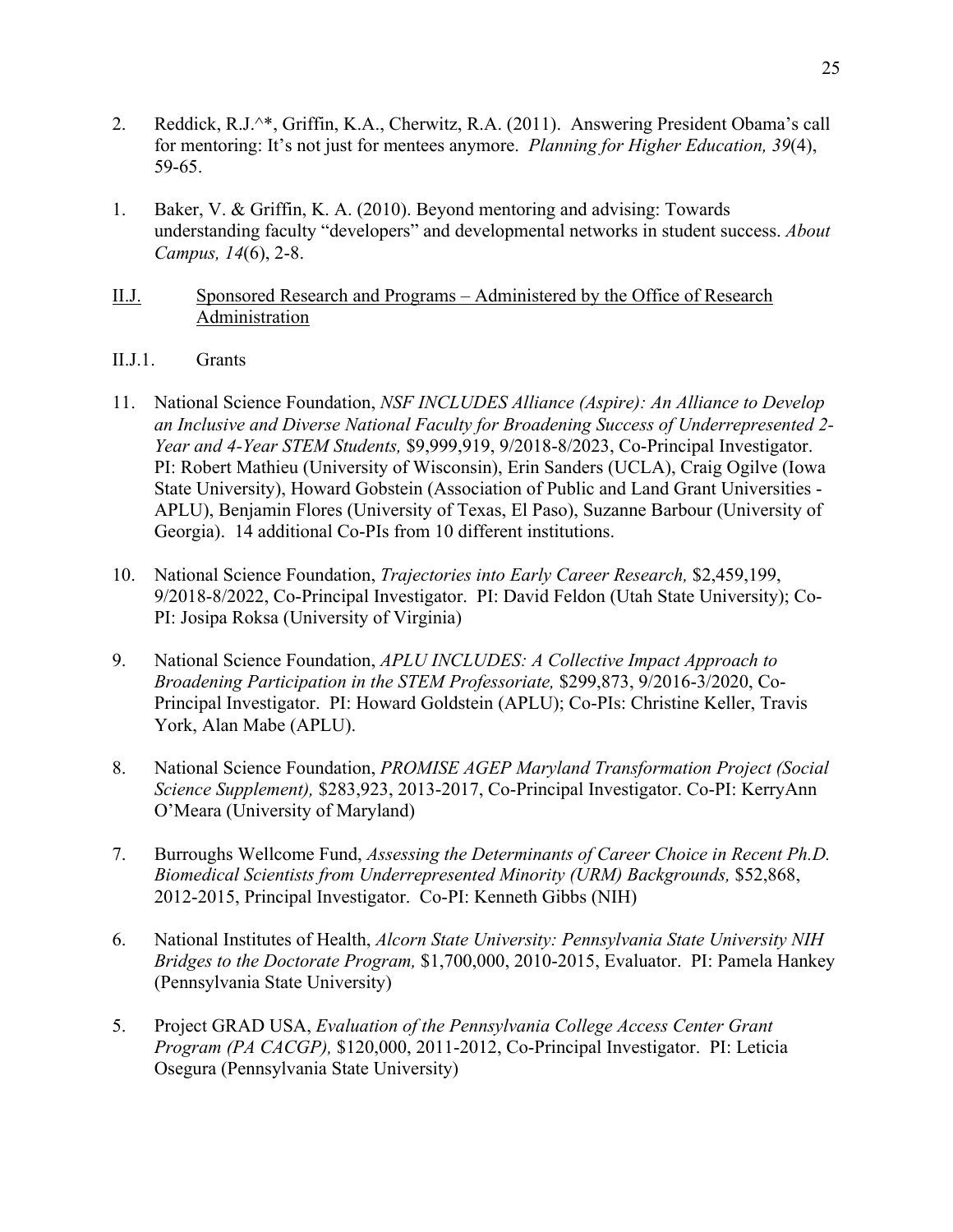2. Reddick, R.J.^*, Griffin, K.A., Cherwitz, R.A. (2011). Answering President Obama's call for mentoring: It's not just for mentees anymore. *Planning for Higher Education, 39*(4), 59-65.

1. Baker, V. & Griffin, K. A. (2010). Beyond mentoring and advising: Towards understanding faculty "developers" and developmental networks in student success. *About Campus, 14*(6), 2-8.

II.J. Sponsored Research and Programs – Administered by the Office of Research Administration

II.J.1. Grants

11. National Science Foundation, *NSF INCLUDES Alliance (Aspire): An Alliance to Develop an Inclusive and Diverse National Faculty for Broadening Success of Underrepresented 2-Year and 4-Year STEM Students,* $9,999,919, 9/2018-8/2023, Co-Principal Investigator. PI: Robert Mathieu (University of Wisconsin), Erin Sanders (UCLA), Craig Ogilve (Iowa State University), Howard Gobstein (Association of Public and Land Grant Universities - APLU), Benjamin Flores (University of Texas, El Paso), Suzanne Barbour (University of Georgia). 14 additional Co-PIs from 10 different institutions.

10. National Science Foundation, *Trajectories into Early Career Research,* $2,459,199, 9/2018-8/2022, Co-Principal Investigator. PI: David Feldon (Utah State University); Co-PI: Josipa Roksa (University of Virginia)

9. National Science Foundation, *APLU INCLUDES: A Collective Impact Approach to Broadening Participation in the STEM Professoriate,* $299,873, 9/2016-3/2020, Co-Principal Investigator. PI: Howard Goldstein (APLU); Co-PIs: Christine Keller, Travis York, Alan Mabe (APLU).

8. National Science Foundation, *PROMISE AGEP Maryland Transformation Project (Social Science Supplement),* $283,923, 2013-2017, Co-Principal Investigator. Co-PI: KerryAnn O'Meara (University of Maryland)

7. Burroughs Wellcome Fund, *Assessing the Determinants of Career Choice in Recent Ph.D. Biomedical Scientists from Underrepresented Minority (URM) Backgrounds,* $52,868, 2012-2015, Principal Investigator. Co-PI: Kenneth Gibbs (NIH)

6. National Institutes of Health, *Alcorn State University: Pennsylvania State University NIH Bridges to the Doctorate Program,* $1,700,000, 2010-2015, Evaluator. PI: Pamela Hankey (Pennsylvania State University)

5. Project GRAD USA, *Evaluation of the Pennsylvania College Access Center Grant Program (PA CACGP),* $120,000, 2011-2012, Co-Principal Investigator. PI: Leticia Osegura (Pennsylvania State University)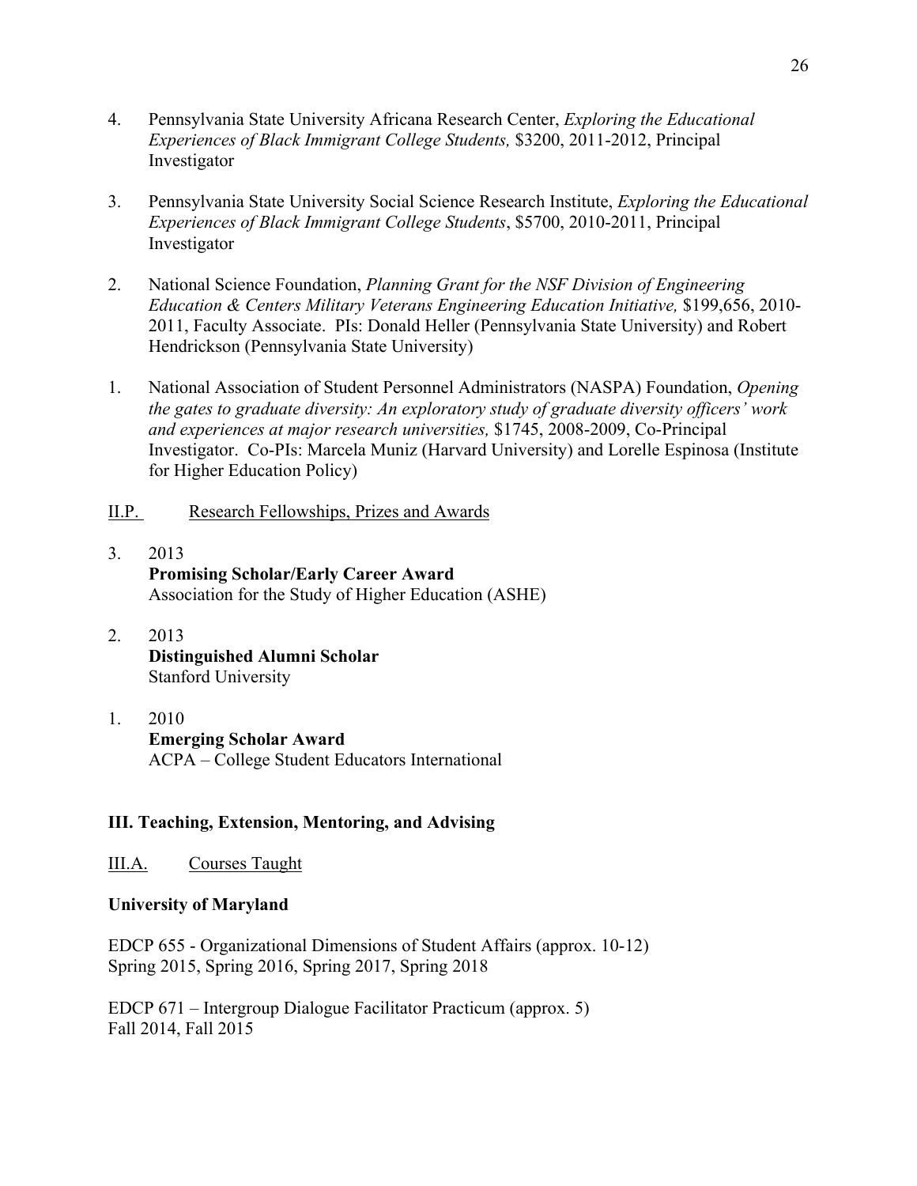4. Pennsylvania State University Africana Research Center, *Exploring the Educational Experiences of Black Immigrant College Students,* $3200, 2011-2012, Principal Investigator

3. Pennsylvania State University Social Science Research Institute, *Exploring the Educational Experiences of Black Immigrant College Students*, $5700, 2010-2011, Principal Investigator

2. National Science Foundation, *Planning Grant for the NSF Division of Engineering Education & Centers Military Veterans Engineering Education Initiative,* $199,656, 2010-2011, Faculty Associate. PIs: Donald Heller (Pennsylvania State University) and Robert Hendrickson (Pennsylvania State University)

1. National Association of Student Personnel Administrators (NASPA) Foundation, *Opening the gates to graduate diversity: An exploratory study of graduate diversity officers' work and experiences at major research universities,* $1745, 2008-2009, Co-Principal Investigator. Co-PIs: Marcela Muniz (Harvard University) and Lorelle Espinosa (Institute for Higher Education Policy)

II.P. Research Fellowships, Prizes and Awards

3. 2013
   **Promising Scholar/Early Career Award**
   Association for the Study of Higher Education (ASHE)

2. 2013
   **Distinguished Alumni Scholar**
   Stanford University

1. 2010
   **Emerging Scholar Award**
   ACPA – College Student Educators International

## III. Teaching, Extension, Mentoring, and Advising

III.A. Courses Taught

**University of Maryland**

EDCP 655 - Organizational Dimensions of Student Affairs (approx. 10-12)
Spring 2015, Spring 2016, Spring 2017, Spring 2018

EDCP 671 – Intergroup Dialogue Facilitator Practicum (approx. 5)
Fall 2014, Fall 2015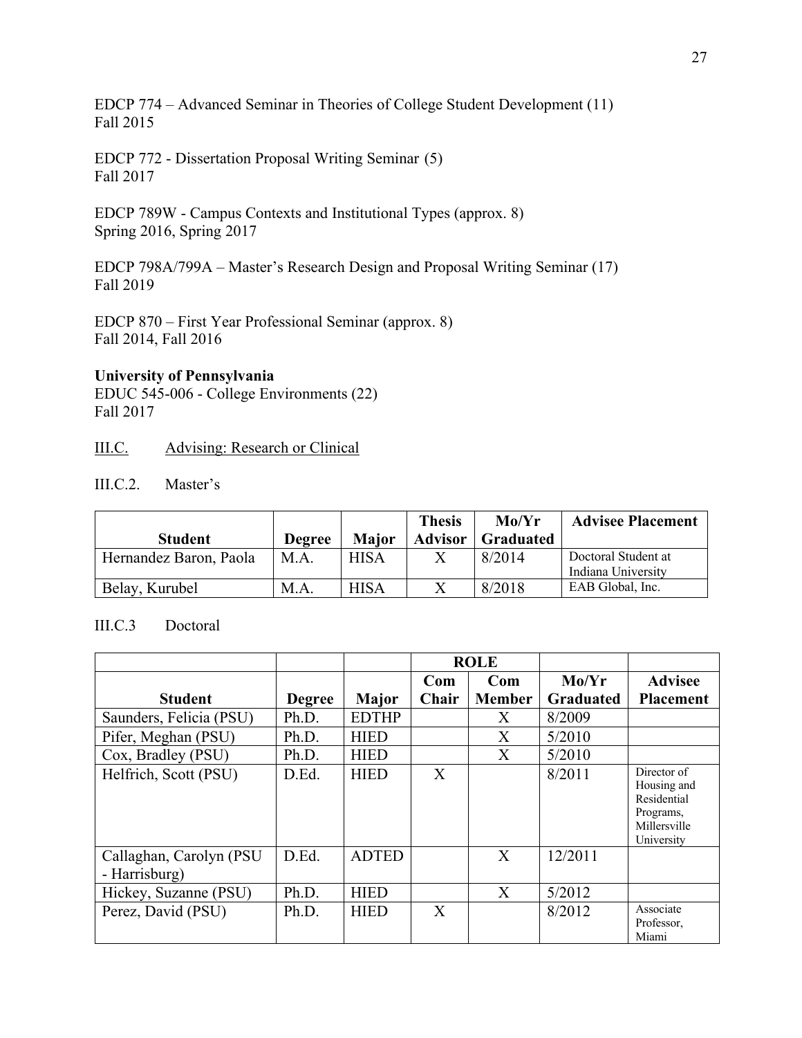EDCP 774 – Advanced Seminar in Theories of College Student Development (11)
Fall 2015

EDCP 772 - Dissertation Proposal Writing Seminar (5)
Fall 2017

EDCP 789W - Campus Contexts and Institutional Types (approx. 8)
Spring 2016, Spring 2017

EDCP 798A/799A – Master's Research Design and Proposal Writing Seminar (17)
Fall 2019

EDCP 870 – First Year Professional Seminar (approx. 8)
Fall 2014, Fall 2016

**University of Pennsylvania**
EDUC 545-006 - College Environments (22)
Fall 2017

III.C. Advising: Research or Clinical

III.C.2. Master's

| Student | Degree | Major | Thesis Advisor | Mo/Yr Graduated | Advisee Placement |
|---|---|---|---|---|---|
| Hernandez Baron, Paola | M.A. | HISA | X | 8/2014 | Doctoral Student at Indiana University |
| Belay, Kurubel | M.A. | HISA | X | 8/2018 | EAB Global, Inc. |

III.C.3 Doctoral

| | | | ROLE | | | |
|---|---|---|---|---|---|---|
| Student | Degree | Major | Com Chair | Com Member | Mo/Yr Graduated | Advisee Placement |
| Saunders, Felicia (PSU) | Ph.D. | EDTHP | | X | 8/2009 | |
| Pifer, Meghan (PSU) | Ph.D. | HIED | | X | 5/2010 | |
| Cox, Bradley (PSU) | Ph.D. | HIED | | X | 5/2010 | |
| Helfrich, Scott (PSU) | D.Ed. | HIED | X | | 8/2011 | Director of Housing and Residential Programs, Millersville University |
| Callaghan, Carolyn (PSU - Harrisburg) | D.Ed. | ADTED | | X | 12/2011 | |
| Hickey, Suzanne (PSU) | Ph.D. | HIED | | X | 5/2012 | |
| Perez, David (PSU) | Ph.D. | HIED | X | | 8/2012 | Associate Professor, Miami |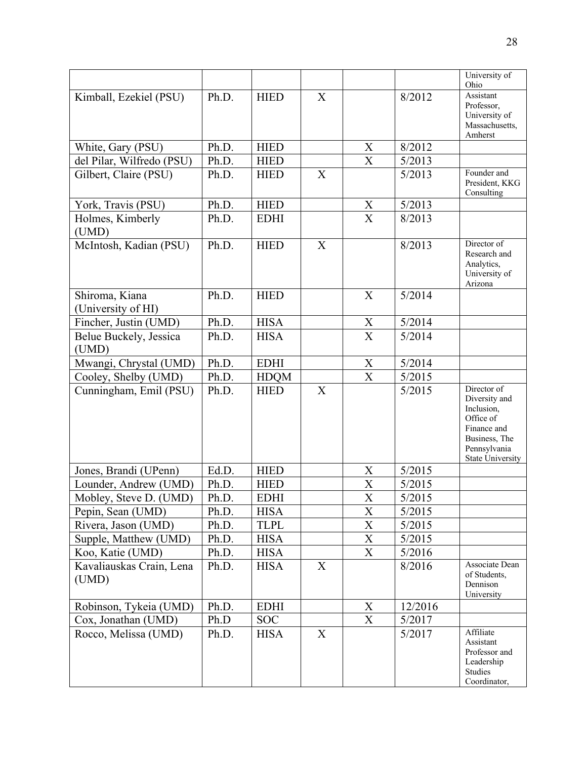| | | | | | | University of Ohio |
|---|---|---|---|---|---|---|
| Kimball, Ezekiel (PSU) | Ph.D. | HIED | X | | 8/2012 | Assistant Professor, University of Massachusetts, Amherst |
| White, Gary (PSU) | Ph.D. | HIED | | X | 8/2012 | |
| del Pilar, Wilfredo (PSU) | Ph.D. | HIED | | X | 5/2013 | |
| Gilbert, Claire (PSU) | Ph.D. | HIED | X | | 5/2013 | Founder and President, KKG Consulting |
| York, Travis (PSU) | Ph.D. | HIED | | X | 5/2013 | |
| Holmes, Kimberly (UMD) | Ph.D. | EDHI | | X | 8/2013 | |
| McIntosh, Kadian (PSU) | Ph.D. | HIED | X | | 8/2013 | Director of Research and Analytics, University of Arizona |
| Shiroma, Kiana (University of HI) | Ph.D. | HIED | | X | 5/2014 | |
| Fincher, Justin (UMD) | Ph.D. | HISA | | X | 5/2014 | |
| Belue Buckely, Jessica (UMD) | Ph.D. | HISA | | X | 5/2014 | |
| Mwangi, Chrystal (UMD) | Ph.D. | EDHI | | X | 5/2014 | |
| Cooley, Shelby (UMD) | Ph.D. | HDQM | | X | 5/2015 | |
| Cunningham, Emil (PSU) | Ph.D. | HIED | X | | 5/2015 | Director of Diversity and Inclusion, Office of Finance and Business, The Pennsylvania State University |
| Jones, Brandi (UPenn) | Ed.D. | HIED | | X | 5/2015 | |
| Lounder, Andrew (UMD) | Ph.D. | HIED | | X | 5/2015 | |
| Mobley, Steve D. (UMD) | Ph.D. | EDHI | | X | 5/2015 | |
| Pepin, Sean (UMD) | Ph.D. | HISA | | X | 5/2015 | |
| Rivera, Jason (UMD) | Ph.D. | TLPL | | X | 5/2015 | |
| Supple, Matthew (UMD) | Ph.D. | HISA | | X | 5/2015 | |
| Koo, Katie (UMD) | Ph.D. | HISA | | X | 5/2016 | |
| Kavaliauskas Crain, Lena (UMD) | Ph.D. | HISA | X | | 8/2016 | Associate Dean of Students, Dennison University |
| Robinson, Tykeia (UMD) | Ph.D. | EDHI | | X | 12/2016 | |
| Cox, Jonathan (UMD) | Ph.D | SOC | | X | 5/2017 | |
| Rocco, Melissa (UMD) | Ph.D. | HISA | X | | 5/2017 | Affiliate Assistant Professor and Leadership Studies Coordinator, |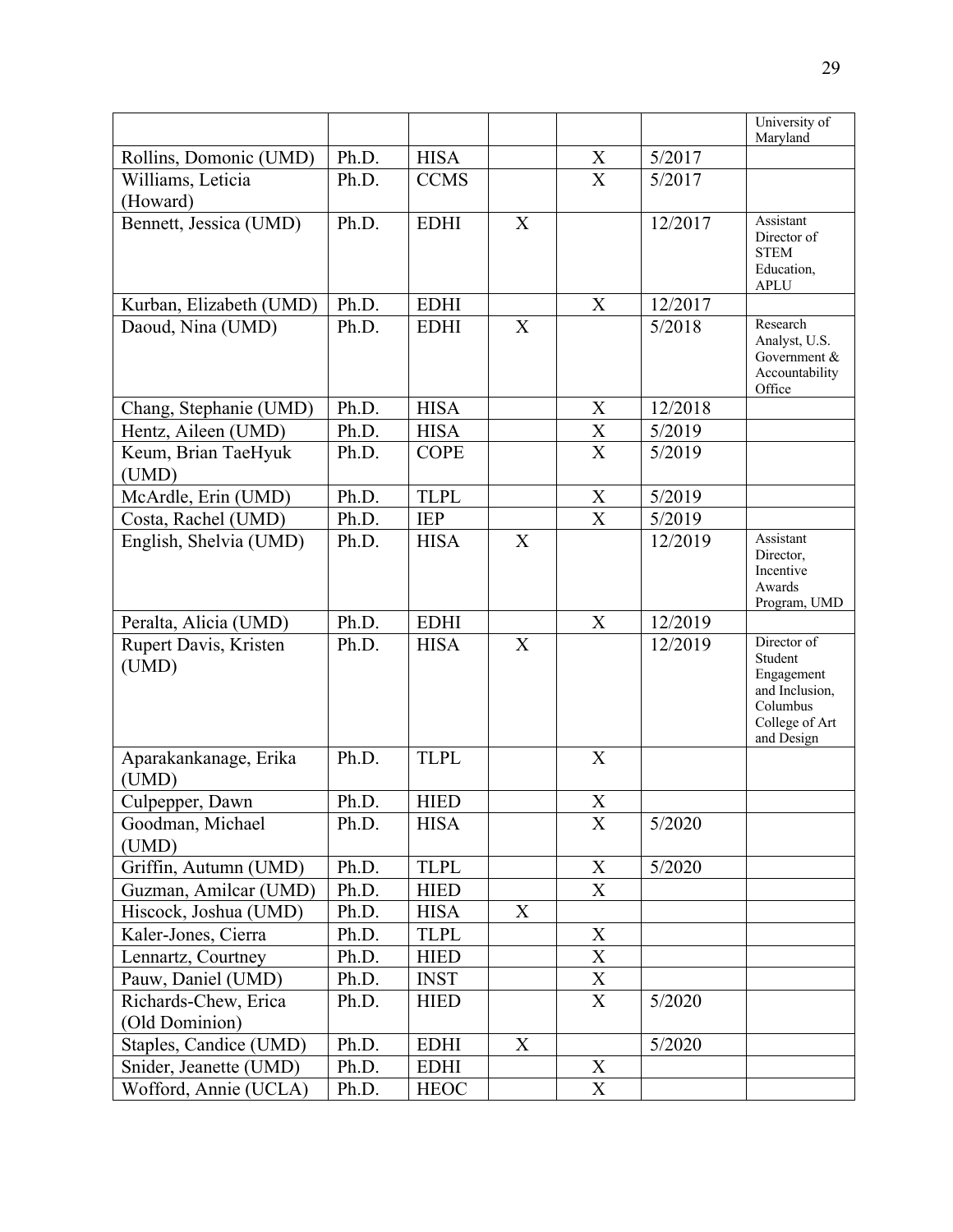| | | | | | | |
|---|---|---|---|---|---|---|
| | | | | | | University of Maryland |
| Rollins, Domonic (UMD) | Ph.D. | HISA | | X | 5/2017 | |
| Williams, Leticia (Howard) | Ph.D. | CCMS | | X | 5/2017 | |
| Bennett, Jessica (UMD) | Ph.D. | EDHI | X | | 12/2017 | Assistant Director of STEM Education, APLU |
| Kurban, Elizabeth (UMD) | Ph.D. | EDHI | | X | 12/2017 | |
| Daoud, Nina (UMD) | Ph.D. | EDHI | X | | 5/2018 | Research Analyst, U.S. Government & Accountability Office |
| Chang, Stephanie (UMD) | Ph.D. | HISA | | X | 12/2018 | |
| Hentz, Aileen (UMD) | Ph.D. | HISA | | X | 5/2019 | |
| Keum, Brian TaeHyuk (UMD) | Ph.D. | COPE | | X | 5/2019 | |
| McArdle, Erin (UMD) | Ph.D. | TLPL | | X | 5/2019 | |
| Costa, Rachel (UMD) | Ph.D. | IEP | | X | 5/2019 | |
| English, Shelvia (UMD) | Ph.D. | HISA | X | | 12/2019 | Assistant Director, Incentive Awards Program, UMD |
| Peralta, Alicia (UMD) | Ph.D. | EDHI | | X | 12/2019 | |
| Rupert Davis, Kristen (UMD) | Ph.D. | HISA | X | | 12/2019 | Director of Student Engagement and Inclusion, Columbus College of Art and Design |
| Aparakankanage, Erika (UMD) | Ph.D. | TLPL | | X | | |
| Culpepper, Dawn | Ph.D. | HIED | | X | | |
| Goodman, Michael (UMD) | Ph.D. | HISA | | X | 5/2020 | |
| Griffin, Autumn (UMD) | Ph.D. | TLPL | | X | 5/2020 | |
| Guzman, Amilcar (UMD) | Ph.D. | HIED | | X | | |
| Hiscock, Joshua (UMD) | Ph.D. | HISA | X | | | |
| Kaler-Jones, Cierra | Ph.D. | TLPL | | X | | |
| Lennartz, Courtney | Ph.D. | HIED | | X | | |
| Pauw, Daniel (UMD) | Ph.D. | INST | | X | | |
| Richards-Chew, Erica (Old Dominion) | Ph.D. | HIED | | X | 5/2020 | |
| Staples, Candice (UMD) | Ph.D. | EDHI | X | | 5/2020 | |
| Snider, Jeanette (UMD) | Ph.D. | EDHI | | X | | |
| Wofford, Annie (UCLA) | Ph.D. | HEOC | | X | | |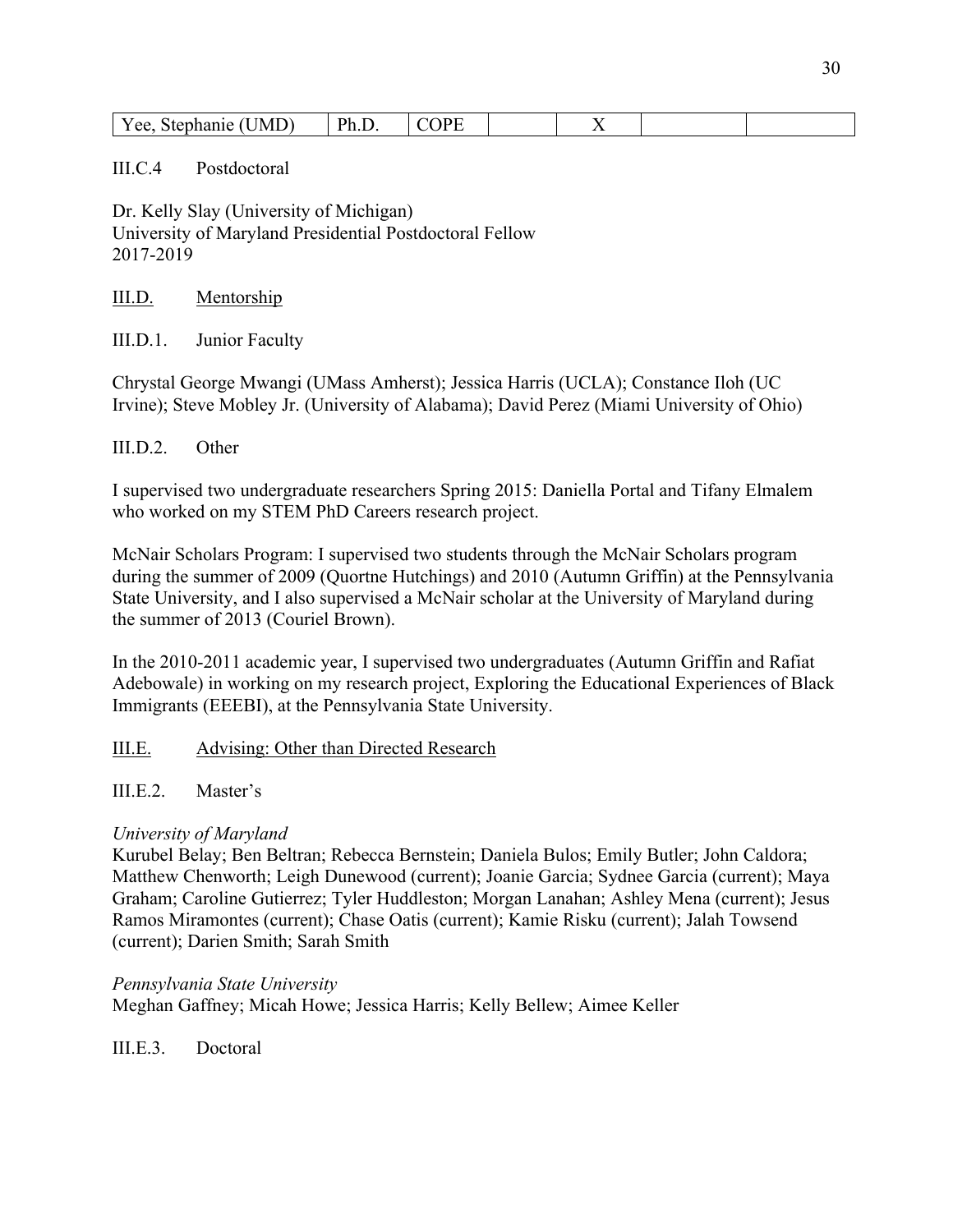| Yee, Stephanie (UMD) | Ph.D. | COPE | | X | | |
|---|---|---|---|---|---|---|

III.C.4 Postdoctoral

Dr. Kelly Slay (University of Michigan)
University of Maryland Presidential Postdoctoral Fellow
2017-2019

III.D. Mentorship

III.D.1. Junior Faculty

Chrystal George Mwangi (UMass Amherst); Jessica Harris (UCLA); Constance Iloh (UC Irvine); Steve Mobley Jr. (University of Alabama); David Perez (Miami University of Ohio)

III.D.2. Other

I supervised two undergraduate researchers Spring 2015: Daniella Portal and Tifany Elmalem who worked on my STEM PhD Careers research project.

McNair Scholars Program: I supervised two students through the McNair Scholars program during the summer of 2009 (Quortne Hutchings) and 2010 (Autumn Griffin) at the Pennsylvania State University, and I also supervised a McNair scholar at the University of Maryland during the summer of 2013 (Couriel Brown).

In the 2010-2011 academic year, I supervised two undergraduates (Autumn Griffin and Rafiat Adebowale) in working on my research project, Exploring the Educational Experiences of Black Immigrants (EEEBI), at the Pennsylvania State University.

III.E. Advising: Other than Directed Research

III.E.2. Master's

*University of Maryland*
Kurubel Belay; Ben Beltran; Rebecca Bernstein; Daniela Bulos; Emily Butler; John Caldora; Matthew Chenworth; Leigh Dunewood (current); Joanie Garcia; Sydnee Garcia (current); Maya Graham; Caroline Gutierrez; Tyler Huddleston; Morgan Lanahan; Ashley Mena (current); Jesus Ramos Miramontes (current); Chase Oatis (current); Kamie Risku (current); Jalah Towsend (current); Darien Smith; Sarah Smith

*Pennsylvania State University*
Meghan Gaffney; Micah Howe; Jessica Harris; Kelly Bellew; Aimee Keller

III.E.3. Doctoral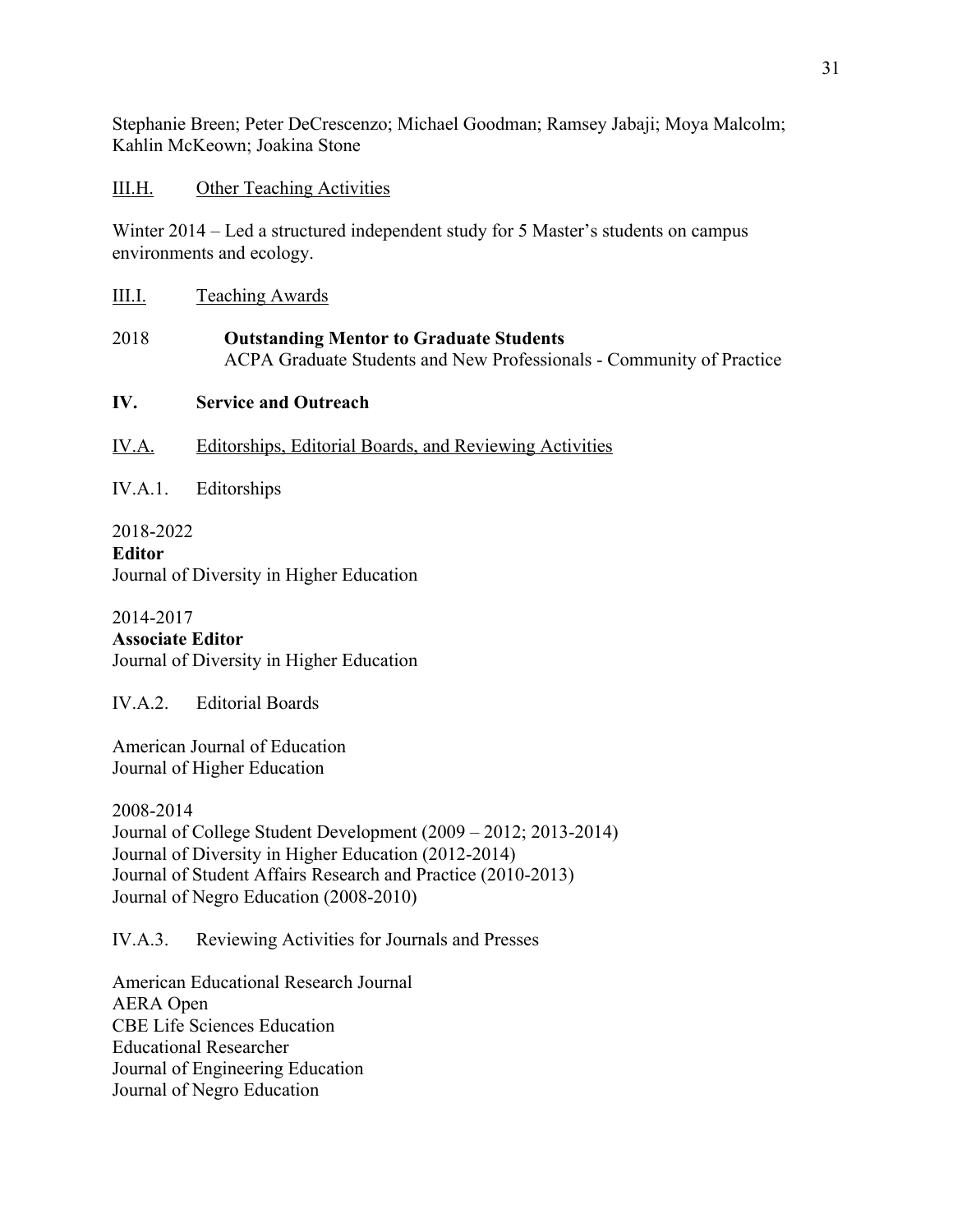Stephanie Breen; Peter DeCrescenzo; Michael Goodman; Ramsey Jabaji; Moya Malcolm; Kahlin McKeown; Joakina Stone

III.H. Other Teaching Activities

Winter 2014 – Led a structured independent study for 5 Master's students on campus environments and ecology.

III.I. Teaching Awards

2018 **Outstanding Mentor to Graduate Students**
ACPA Graduate Students and New Professionals - Community of Practice

## IV. Service and Outreach

IV.A. Editorships, Editorial Boards, and Reviewing Activities

IV.A.1. Editorships

2018-2022
**Editor**
Journal of Diversity in Higher Education

2014-2017
**Associate Editor**
Journal of Diversity in Higher Education

IV.A.2. Editorial Boards

American Journal of Education
Journal of Higher Education

2008-2014
Journal of College Student Development (2009 – 2012; 2013-2014)
Journal of Diversity in Higher Education (2012-2014)
Journal of Student Affairs Research and Practice (2010-2013)
Journal of Negro Education (2008-2010)

IV.A.3. Reviewing Activities for Journals and Presses

American Educational Research Journal
AERA Open
CBE Life Sciences Education
Educational Researcher
Journal of Engineering Education
Journal of Negro Education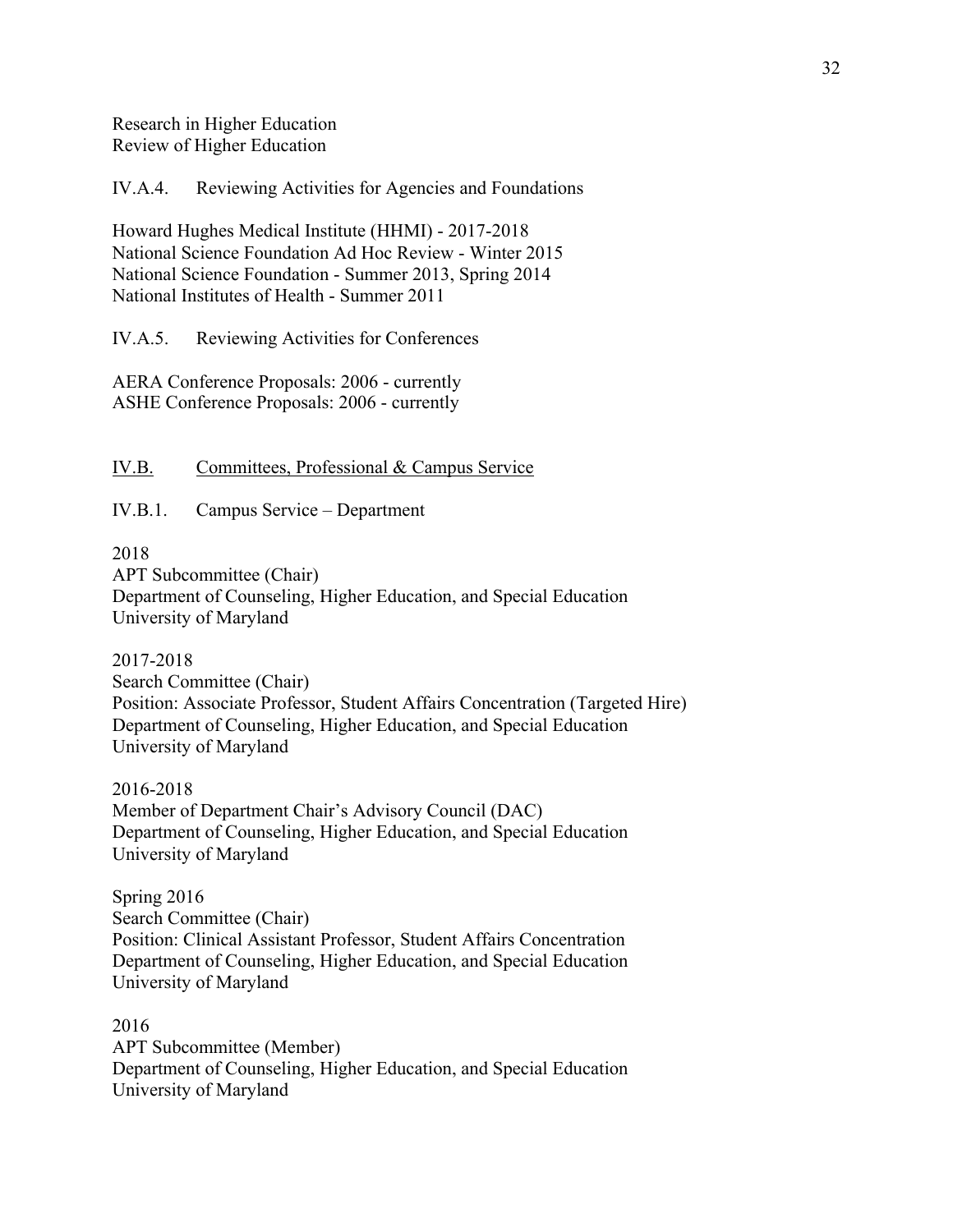Research in Higher Education
Review of Higher Education

IV.A.4. Reviewing Activities for Agencies and Foundations

Howard Hughes Medical Institute (HHMI) - 2017-2018
National Science Foundation Ad Hoc Review - Winter 2015
National Science Foundation - Summer 2013, Spring 2014
National Institutes of Health - Summer 2011

IV.A.5. Reviewing Activities for Conferences

AERA Conference Proposals: 2006 - currently
ASHE Conference Proposals: 2006 - currently

## IV.B. Committees, Professional & Campus Service

IV.B.1. Campus Service – Department

2018
APT Subcommittee (Chair)
Department of Counseling, Higher Education, and Special Education
University of Maryland

2017-2018
Search Committee (Chair)
Position: Associate Professor, Student Affairs Concentration (Targeted Hire)
Department of Counseling, Higher Education, and Special Education
University of Maryland

2016-2018
Member of Department Chair's Advisory Council (DAC)
Department of Counseling, Higher Education, and Special Education
University of Maryland

Spring 2016
Search Committee (Chair)
Position: Clinical Assistant Professor, Student Affairs Concentration
Department of Counseling, Higher Education, and Special Education
University of Maryland

2016
APT Subcommittee (Member)
Department of Counseling, Higher Education, and Special Education
University of Maryland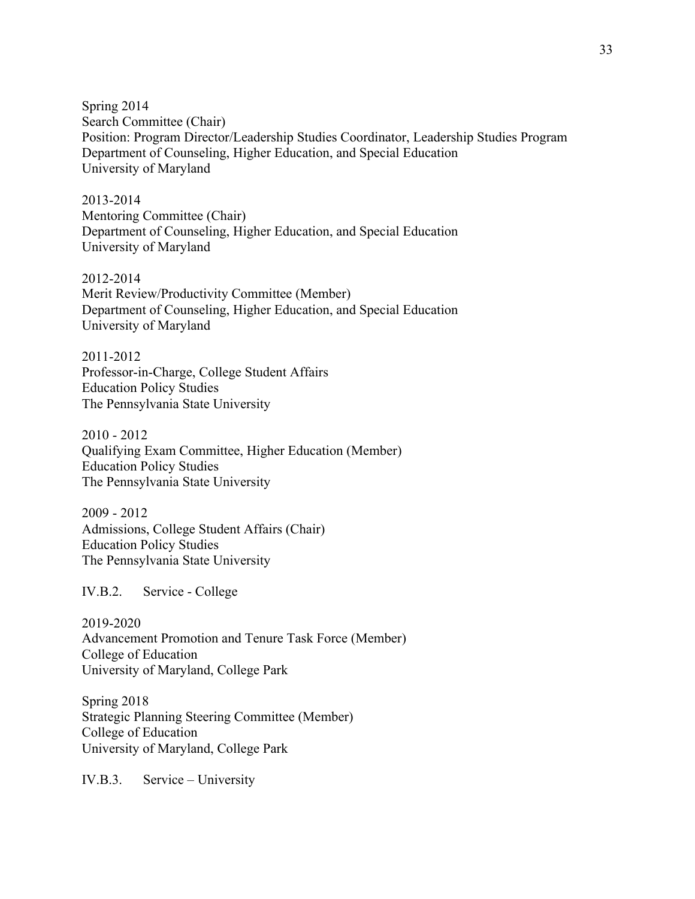Spring 2014
Search Committee (Chair)
Position: Program Director/Leadership Studies Coordinator, Leadership Studies Program
Department of Counseling, Higher Education, and Special Education
University of Maryland

2013-2014
Mentoring Committee (Chair)
Department of Counseling, Higher Education, and Special Education
University of Maryland

2012-2014
Merit Review/Productivity Committee (Member)
Department of Counseling, Higher Education, and Special Education
University of Maryland

2011-2012
Professor-in-Charge, College Student Affairs
Education Policy Studies
The Pennsylvania State University

2010 - 2012
Qualifying Exam Committee, Higher Education (Member)
Education Policy Studies
The Pennsylvania State University

2009 - 2012
Admissions, College Student Affairs (Chair)
Education Policy Studies
The Pennsylvania State University

IV.B.2. Service - College

2019-2020
Advancement Promotion and Tenure Task Force (Member)
College of Education
University of Maryland, College Park

Spring 2018
Strategic Planning Steering Committee (Member)
College of Education
University of Maryland, College Park

IV.B.3. Service – University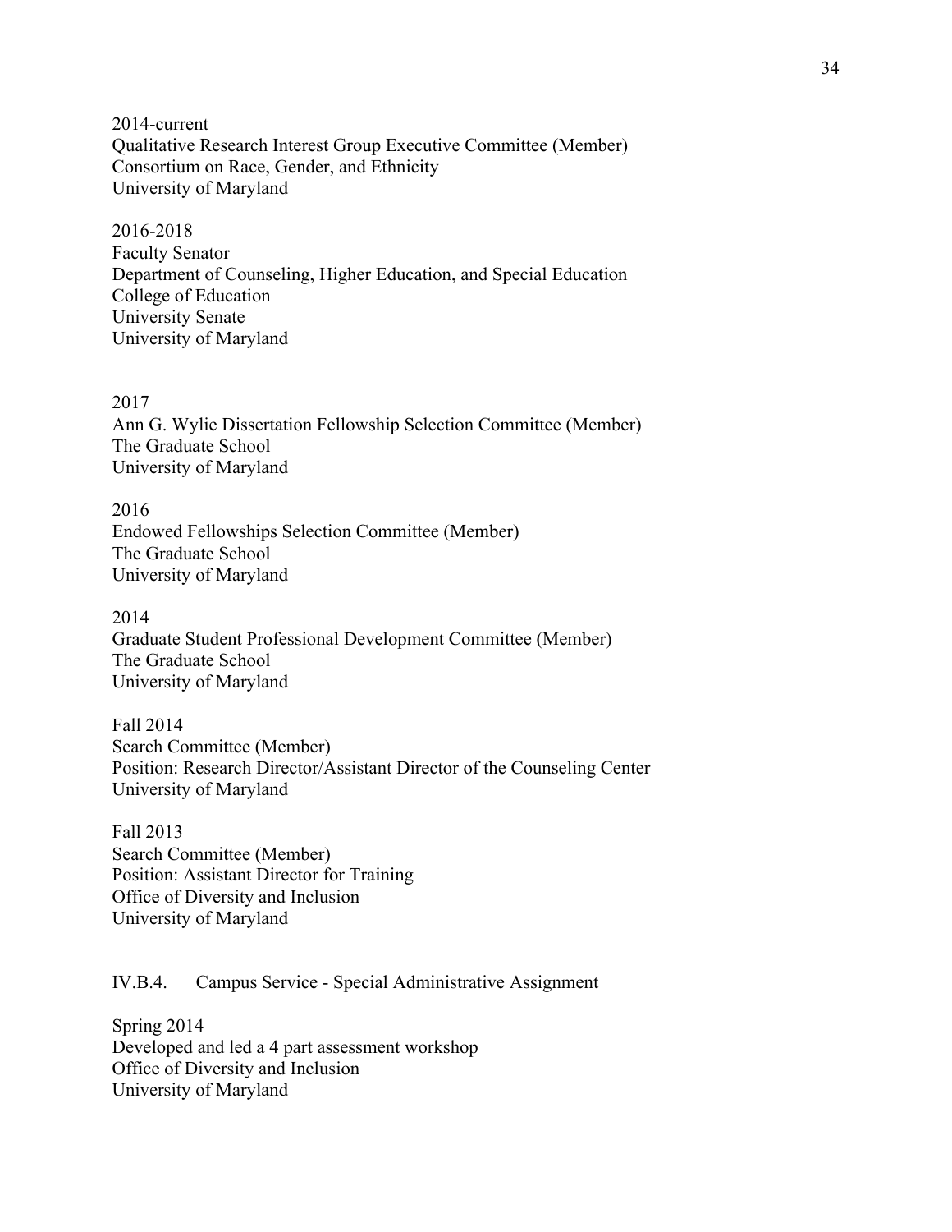2014-current
Qualitative Research Interest Group Executive Committee (Member)
Consortium on Race, Gender, and Ethnicity
University of Maryland

2016-2018
Faculty Senator
Department of Counseling, Higher Education, and Special Education
College of Education
University Senate
University of Maryland

2017
Ann G. Wylie Dissertation Fellowship Selection Committee (Member)
The Graduate School
University of Maryland

2016
Endowed Fellowships Selection Committee (Member)
The Graduate School
University of Maryland

2014
Graduate Student Professional Development Committee (Member)
The Graduate School
University of Maryland

Fall 2014
Search Committee (Member)
Position: Research Director/Assistant Director of the Counseling Center
University of Maryland

Fall 2013
Search Committee (Member)
Position: Assistant Director for Training
Office of Diversity and Inclusion
University of Maryland

IV.B.4. Campus Service - Special Administrative Assignment

Spring 2014
Developed and led a 4 part assessment workshop
Office of Diversity and Inclusion
University of Maryland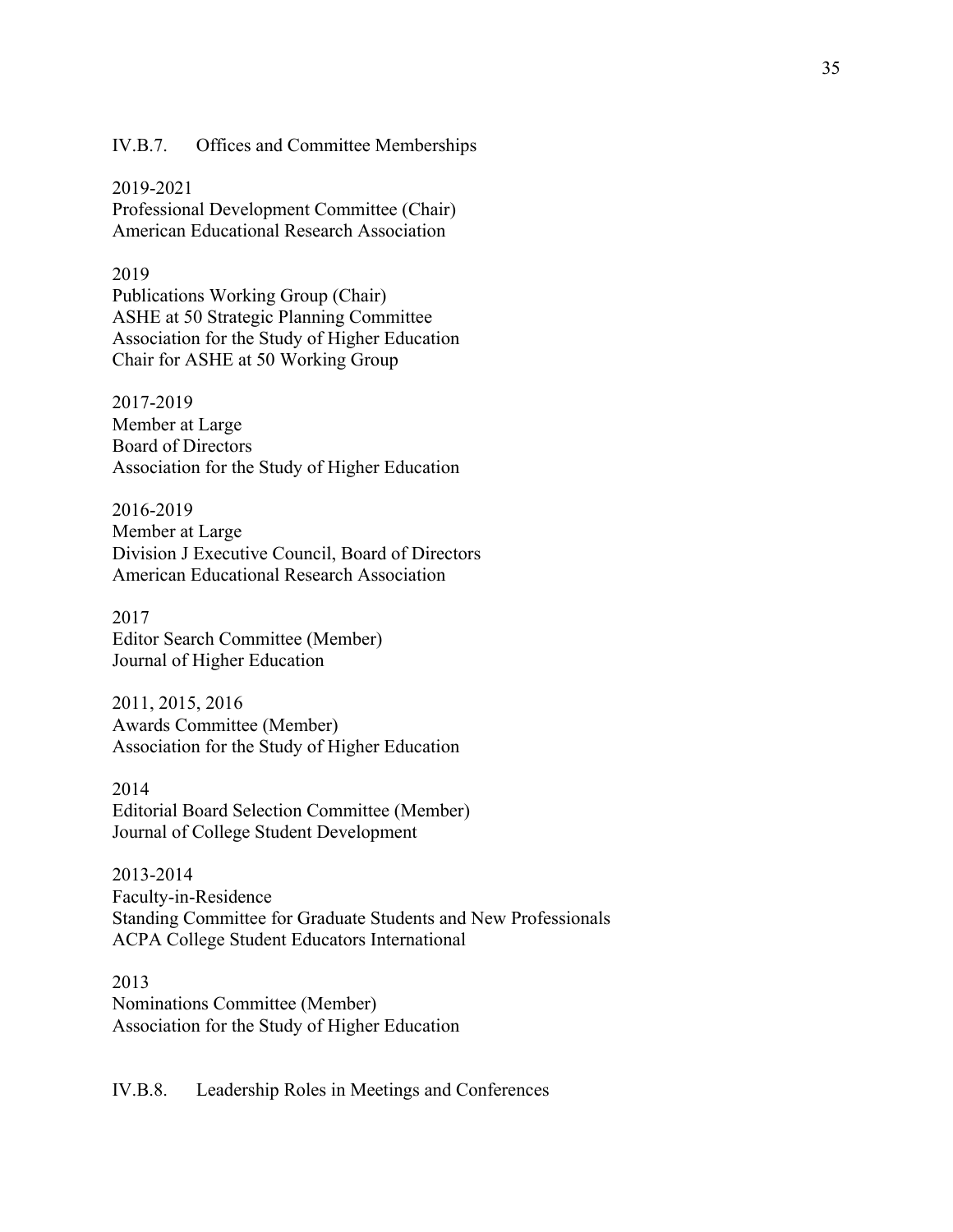### IV.B.7. Offices and Committee Memberships

2019-2021
Professional Development Committee (Chair)
American Educational Research Association

2019
Publications Working Group (Chair)
ASHE at 50 Strategic Planning Committee
Association for the Study of Higher Education
Chair for ASHE at 50 Working Group

2017-2019
Member at Large
Board of Directors
Association for the Study of Higher Education

2016-2019
Member at Large
Division J Executive Council, Board of Directors
American Educational Research Association

2017
Editor Search Committee (Member)
Journal of Higher Education

2011, 2015, 2016
Awards Committee (Member)
Association for the Study of Higher Education

2014
Editorial Board Selection Committee (Member)
Journal of College Student Development

2013-2014
Faculty-in-Residence
Standing Committee for Graduate Students and New Professionals
ACPA College Student Educators International

2013
Nominations Committee (Member)
Association for the Study of Higher Education

### IV.B.8. Leadership Roles in Meetings and Conferences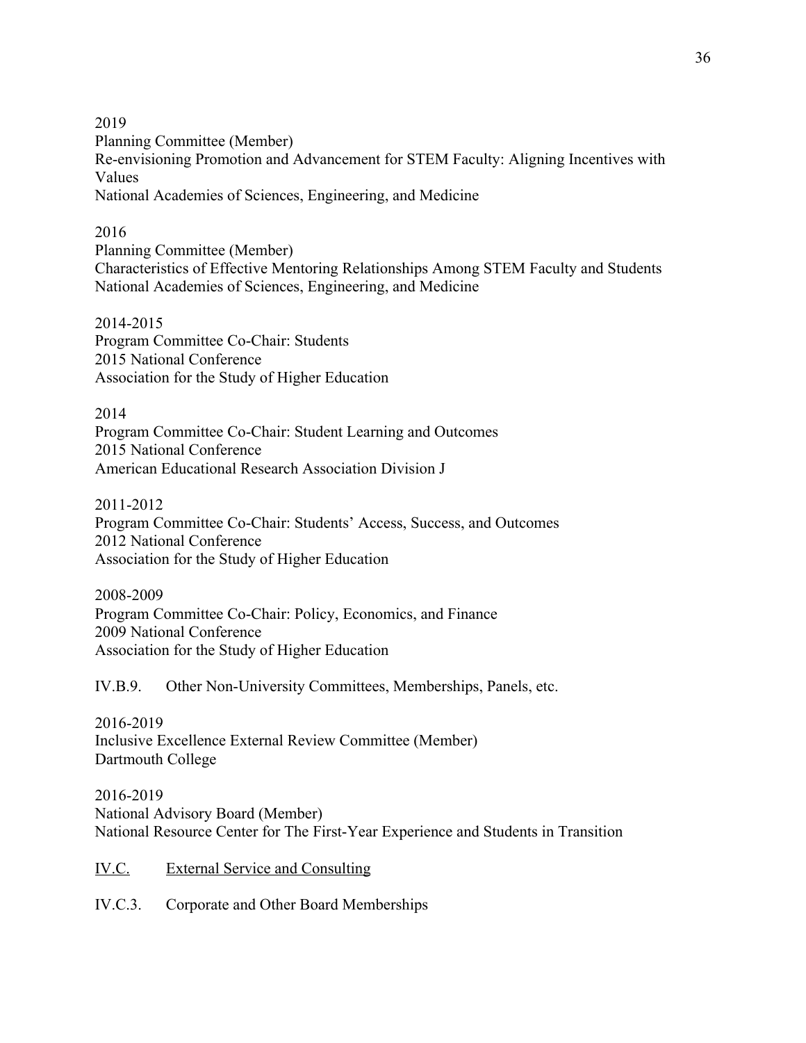2019
Planning Committee (Member)
Re-envisioning Promotion and Advancement for STEM Faculty: Aligning Incentives with Values
National Academies of Sciences, Engineering, and Medicine

2016
Planning Committee (Member)
Characteristics of Effective Mentoring Relationships Among STEM Faculty and Students
National Academies of Sciences, Engineering, and Medicine

2014-2015
Program Committee Co-Chair: Students
2015 National Conference
Association for the Study of Higher Education

2014
Program Committee Co-Chair: Student Learning and Outcomes
2015 National Conference
American Educational Research Association Division J

2011-2012
Program Committee Co-Chair: Students' Access, Success, and Outcomes
2012 National Conference
Association for the Study of Higher Education

2008-2009
Program Committee Co-Chair: Policy, Economics, and Finance
2009 National Conference
Association for the Study of Higher Education

IV.B.9. Other Non-University Committees, Memberships, Panels, etc.

2016-2019
Inclusive Excellence External Review Committee (Member)
Dartmouth College

2016-2019
National Advisory Board (Member)
National Resource Center for The First-Year Experience and Students in Transition

## IV.C. External Service and Consulting

IV.C.3. Corporate and Other Board Memberships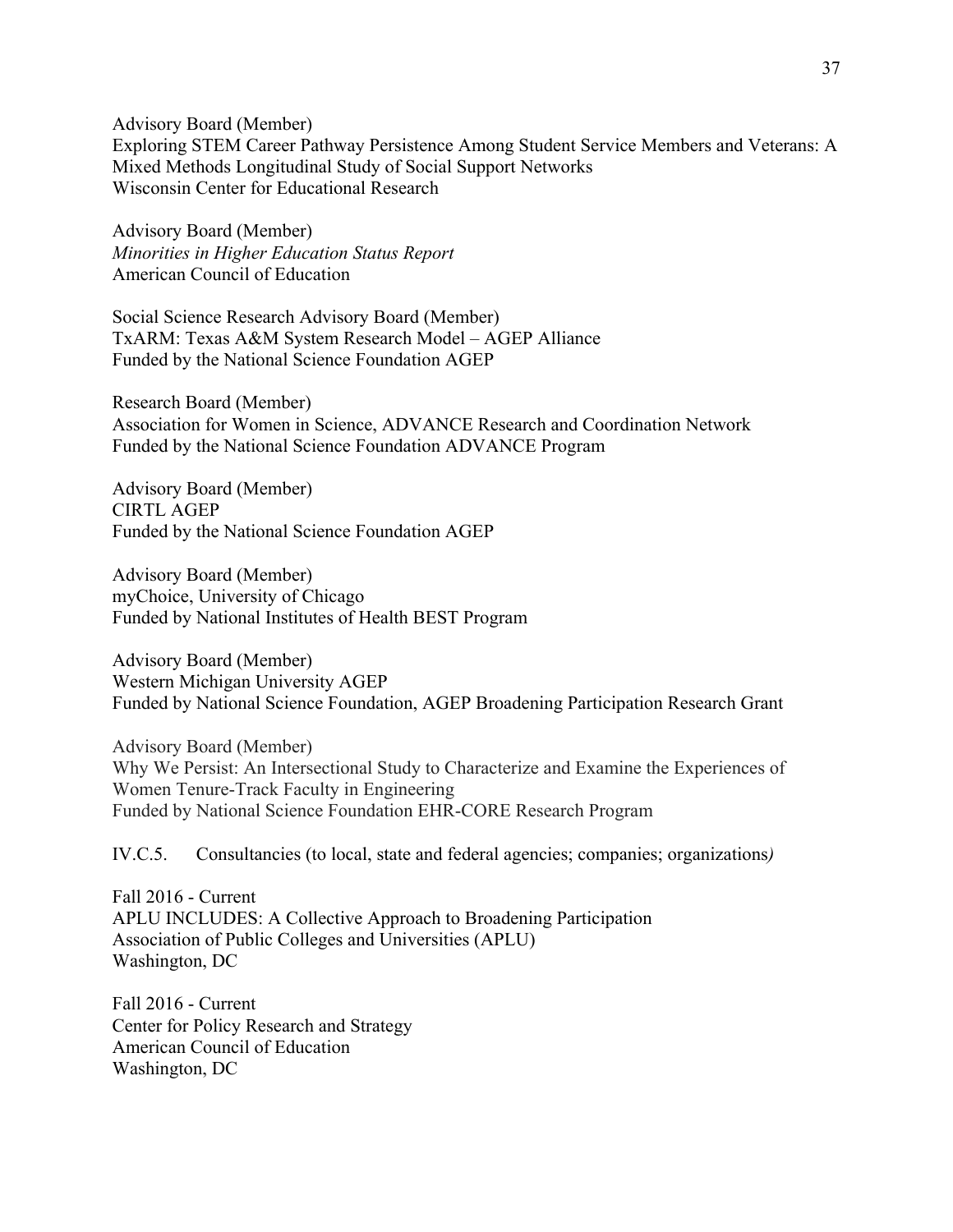Advisory Board (Member)
Exploring STEM Career Pathway Persistence Among Student Service Members and Veterans: A Mixed Methods Longitudinal Study of Social Support Networks
Wisconsin Center for Educational Research

Advisory Board (Member)
*Minorities in Higher Education Status Report*
American Council of Education

Social Science Research Advisory Board (Member)
TxARM: Texas A&M System Research Model – AGEP Alliance
Funded by the National Science Foundation AGEP

Research Board (Member)
Association for Women in Science, ADVANCE Research and Coordination Network
Funded by the National Science Foundation ADVANCE Program

Advisory Board (Member)
CIRTL AGEP
Funded by the National Science Foundation AGEP

Advisory Board (Member)
myChoice, University of Chicago
Funded by National Institutes of Health BEST Program

Advisory Board (Member)
Western Michigan University AGEP
Funded by National Science Foundation, AGEP Broadening Participation Research Grant

Advisory Board (Member)
Why We Persist: An Intersectional Study to Characterize and Examine the Experiences of Women Tenure-Track Faculty in Engineering
Funded by National Science Foundation EHR-CORE Research Program

IV.C.5. Consultancies (to local, state and federal agencies; companies; organizations)

Fall 2016 - Current
APLU INCLUDES: A Collective Approach to Broadening Participation
Association of Public Colleges and Universities (APLU)
Washington, DC

Fall 2016 - Current
Center for Policy Research and Strategy
American Council of Education
Washington, DC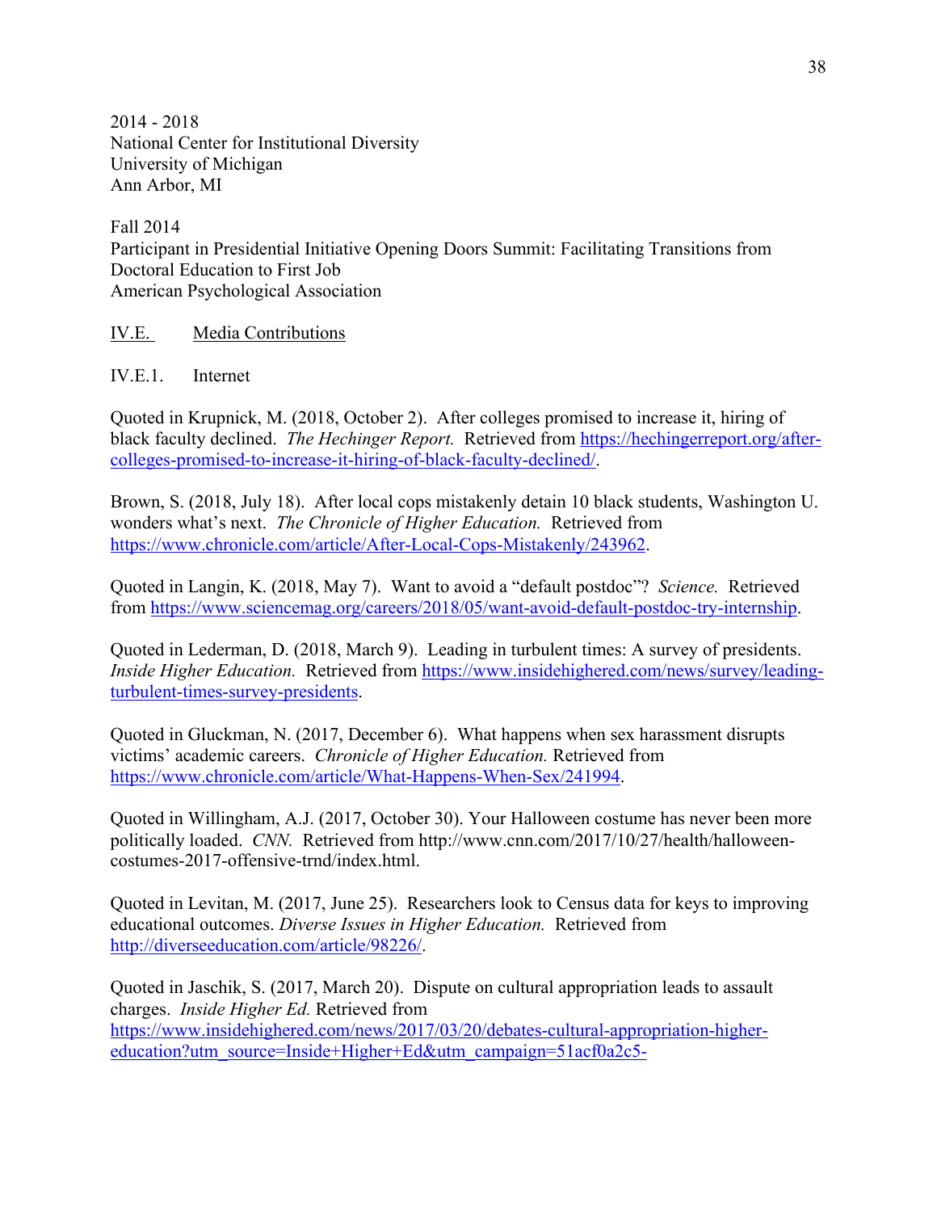2014 - 2018
National Center for Institutional Diversity
University of Michigan
Ann Arbor, MI

Fall 2014
Participant in Presidential Initiative Opening Doors Summit: Facilitating Transitions from Doctoral Education to First Job
American Psychological Association

## IV.E. Media Contributions

### IV.E.1. Internet

Quoted in Krupnick, M. (2018, October 2). After colleges promised to increase it, hiring of black faculty declined. *The Hechinger Report.* Retrieved from https://hechingerreport.org/after-colleges-promised-to-increase-it-hiring-of-black-faculty-declined/.

Brown, S. (2018, July 18). After local cops mistakenly detain 10 black students, Washington U. wonders what's next. *The Chronicle of Higher Education.* Retrieved from https://www.chronicle.com/article/After-Local-Cops-Mistakenly/243962.

Quoted in Langin, K. (2018, May 7). Want to avoid a "default postdoc"? *Science.* Retrieved from https://www.sciencemag.org/careers/2018/05/want-avoid-default-postdoc-try-internship.

Quoted in Lederman, D. (2018, March 9). Leading in turbulent times: A survey of presidents. *Inside Higher Education.* Retrieved from https://www.insidehighered.com/news/survey/leading-turbulent-times-survey-presidents.

Quoted in Gluckman, N. (2017, December 6). What happens when sex harassment disrupts victims' academic careers. *Chronicle of Higher Education.* Retrieved from https://www.chronicle.com/article/What-Happens-When-Sex/241994.

Quoted in Willingham, A.J. (2017, October 30). Your Halloween costume has never been more politically loaded. *CNN.* Retrieved from http://www.cnn.com/2017/10/27/health/halloween-costumes-2017-offensive-trnd/index.html.

Quoted in Levitan, M. (2017, June 25). Researchers look to Census data for keys to improving educational outcomes. *Diverse Issues in Higher Education.* Retrieved from http://diverseeducation.com/article/98226/.

Quoted in Jaschik, S. (2017, March 20). Dispute on cultural appropriation leads to assault charges. *Inside Higher Ed.* Retrieved from https://www.insidehighered.com/news/2017/03/20/debates-cultural-appropriation-higher-education?utm_source=Inside+Higher+Ed&utm_campaign=51acf0a2c5-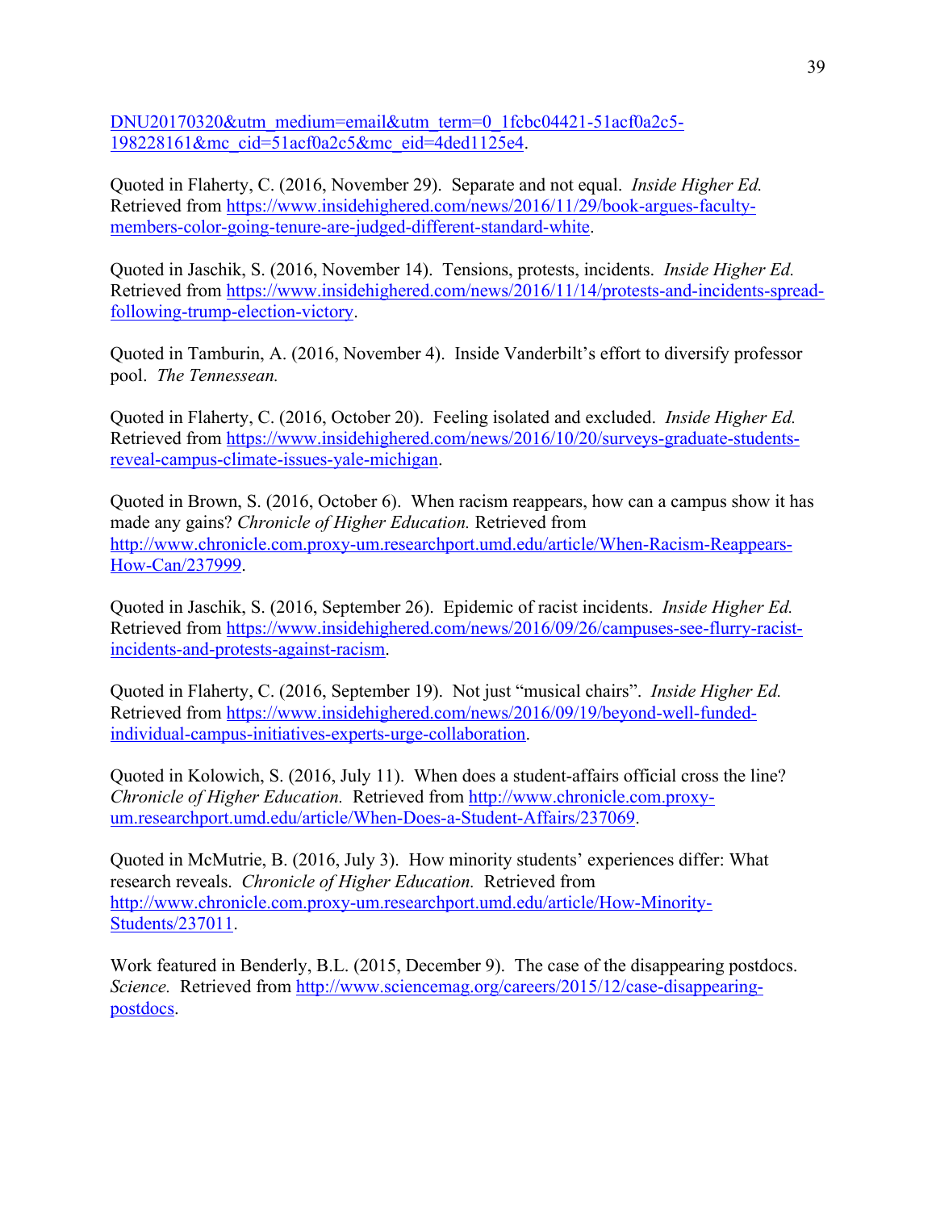DNU20170320&utm_medium=email&utm_term=0_1fcbc04421-51acf0a2c5-198228161&mc_cid=51acf0a2c5&mc_eid=4ded1125e4.

Quoted in Flaherty, C. (2016, November 29). Separate and not equal. *Inside Higher Ed.* Retrieved from https://www.insidehighered.com/news/2016/11/29/book-argues-faculty-members-color-going-tenure-are-judged-different-standard-white.

Quoted in Jaschik, S. (2016, November 14). Tensions, protests, incidents. *Inside Higher Ed.* Retrieved from https://www.insidehighered.com/news/2016/11/14/protests-and-incidents-spread-following-trump-election-victory.

Quoted in Tamburin, A. (2016, November 4). Inside Vanderbilt's effort to diversify professor pool. *The Tennessean.*

Quoted in Flaherty, C. (2016, October 20). Feeling isolated and excluded. *Inside Higher Ed.* Retrieved from https://www.insidehighered.com/news/2016/10/20/surveys-graduate-students-reveal-campus-climate-issues-yale-michigan.

Quoted in Brown, S. (2016, October 6). When racism reappears, how can a campus show it has made any gains? *Chronicle of Higher Education.* Retrieved from http://www.chronicle.com.proxy-um.researchport.umd.edu/article/When-Racism-Reappears-How-Can/237999.

Quoted in Jaschik, S. (2016, September 26). Epidemic of racist incidents. *Inside Higher Ed.* Retrieved from https://www.insidehighered.com/news/2016/09/26/campuses-see-flurry-racist-incidents-and-protests-against-racism.

Quoted in Flaherty, C. (2016, September 19). Not just "musical chairs". *Inside Higher Ed.* Retrieved from https://www.insidehighered.com/news/2016/09/19/beyond-well-funded-individual-campus-initiatives-experts-urge-collaboration.

Quoted in Kolowich, S. (2016, July 11). When does a student-affairs official cross the line? *Chronicle of Higher Education.* Retrieved from http://www.chronicle.com.proxy-um.researchport.umd.edu/article/When-Does-a-Student-Affairs/237069.

Quoted in McMutrie, B. (2016, July 3). How minority students' experiences differ: What research reveals. *Chronicle of Higher Education.* Retrieved from http://www.chronicle.com.proxy-um.researchport.umd.edu/article/How-Minority-Students/237011.

Work featured in Benderly, B.L. (2015, December 9). The case of the disappearing postdocs. *Science.* Retrieved from http://www.sciencemag.org/careers/2015/12/case-disappearing-postdocs.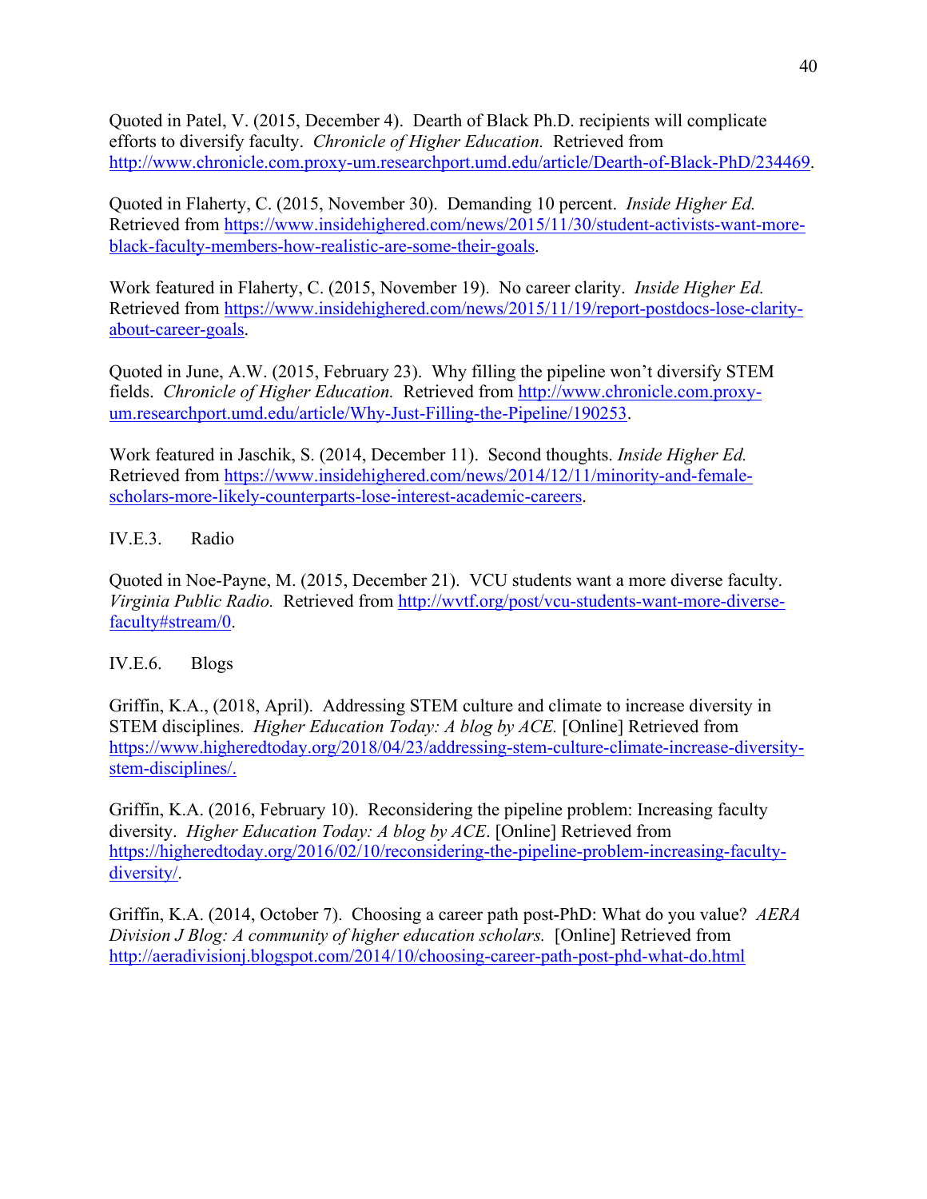Quoted in Patel, V. (2015, December 4). Dearth of Black Ph.D. recipients will complicate efforts to diversify faculty. *Chronicle of Higher Education.* Retrieved from http://www.chronicle.com.proxy-um.researchport.umd.edu/article/Dearth-of-Black-PhD/234469.

Quoted in Flaherty, C. (2015, November 30). Demanding 10 percent. *Inside Higher Ed.* Retrieved from https://www.insidehighered.com/news/2015/11/30/student-activists-want-more-black-faculty-members-how-realistic-are-some-their-goals.

Work featured in Flaherty, C. (2015, November 19). No career clarity. *Inside Higher Ed.* Retrieved from https://www.insidehighered.com/news/2015/11/19/report-postdocs-lose-clarity-about-career-goals.

Quoted in June, A.W. (2015, February 23). Why filling the pipeline won't diversify STEM fields. *Chronicle of Higher Education.* Retrieved from http://www.chronicle.com.proxy-um.researchport.umd.edu/article/Why-Just-Filling-the-Pipeline/190253.

Work featured in Jaschik, S. (2014, December 11). Second thoughts. *Inside Higher Ed.* Retrieved from https://www.insidehighered.com/news/2014/12/11/minority-and-female-scholars-more-likely-counterparts-lose-interest-academic-careers.

IV.E.3. Radio

Quoted in Noe-Payne, M. (2015, December 21). VCU students want a more diverse faculty. *Virginia Public Radio.* Retrieved from http://wvtf.org/post/vcu-students-want-more-diverse-faculty#stream/0.

IV.E.6. Blogs

Griffin, K.A., (2018, April). Addressing STEM culture and climate to increase diversity in STEM disciplines. *Higher Education Today: A blog by ACE.* [Online] Retrieved from https://www.higheredtoday.org/2018/04/23/addressing-stem-culture-climate-increase-diversity-stem-disciplines/.

Griffin, K.A. (2016, February 10). Reconsidering the pipeline problem: Increasing faculty diversity. *Higher Education Today: A blog by ACE*. [Online] Retrieved from https://higheredtoday.org/2016/02/10/reconsidering-the-pipeline-problem-increasing-faculty-diversity/.

Griffin, K.A. (2014, October 7). Choosing a career path post-PhD: What do you value? *AERA Division J Blog: A community of higher education scholars.* [Online] Retrieved from http://aeradivisionj.blogspot.com/2014/10/choosing-career-path-post-phd-what-do.html